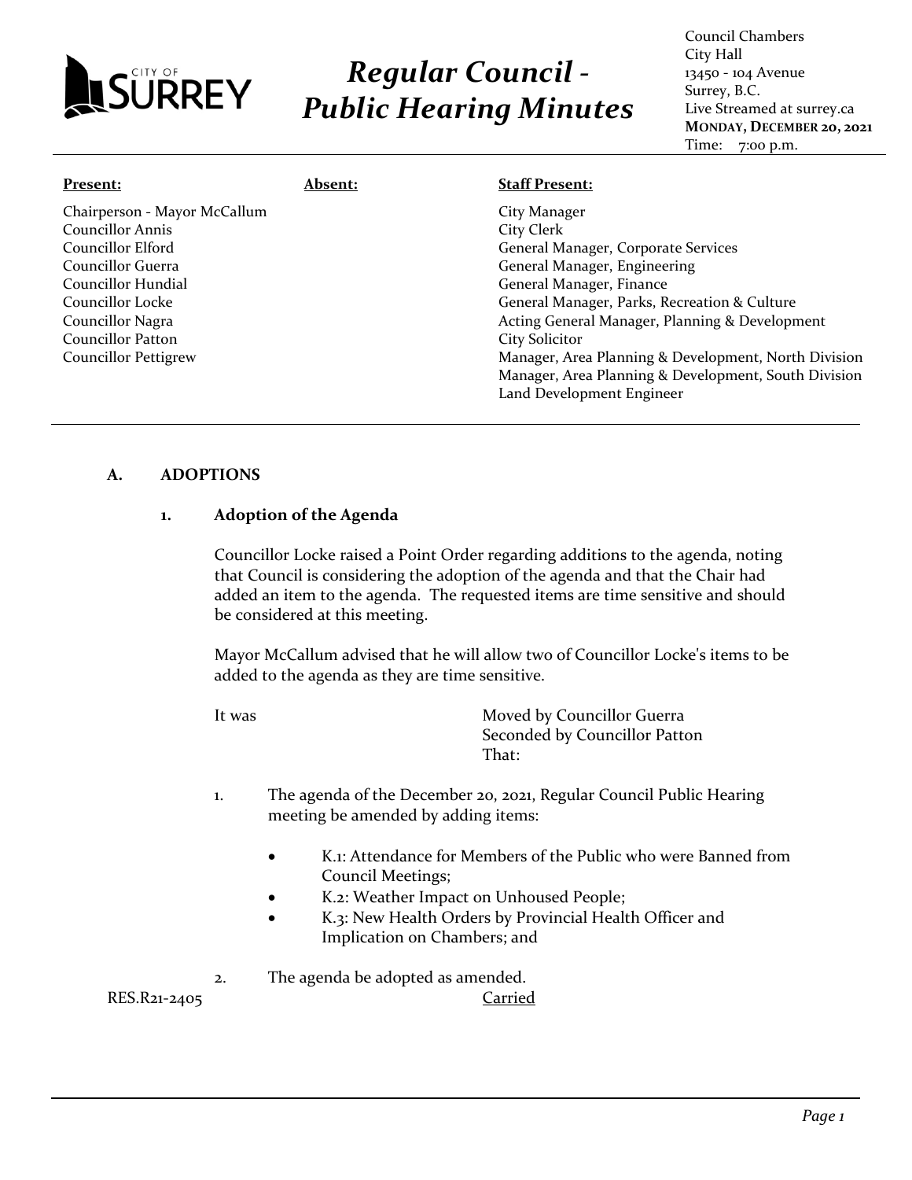CITY OF SURREY

# *Regular Council - Public Hearing Minutes*

Council Chambers
City Hall
13450 - 104 Avenue
Surrey, B.C.
Live Streamed at surrey.ca
**MONDAY, DECEMBER 20, 2021**
Time: 7:00 p.m.

| **Present:** | **Absent:** | **Staff Present:** |
|---|---|---|
| Chairperson - Mayor McCallum | | City Manager |
| Councillor Annis | | City Clerk |
| Councillor Elford | | General Manager, Corporate Services |
| Councillor Guerra | | General Manager, Engineering |
| Councillor Hundial | | General Manager, Finance |
| Councillor Locke | | General Manager, Parks, Recreation & Culture |
| Councillor Nagra | | Acting General Manager, Planning & Development |
| Councillor Patton | | City Solicitor |
| Councillor Pettigrew | | Manager, Area Planning & Development, North Division |
| | | Manager, Area Planning & Development, South Division |
| | | Land Development Engineer |

## A. ADOPTIONS

### 1. Adoption of the Agenda

Councillor Locke raised a Point Order regarding additions to the agenda, noting that Council is considering the adoption of the agenda and that the Chair had added an item to the agenda. The requested items are time sensitive and should be considered at this meeting.

Mayor McCallum advised that he will allow two of Councillor Locke's items to be added to the agenda as they are time sensitive.

It was Moved by Councillor Guerra
Seconded by Councillor Patton
That:

1. The agenda of the December 20, 2021, Regular Council Public Hearing meeting be amended by adding items:

   - K.1: Attendance for Members of the Public who were Banned from Council Meetings;
   - K.2: Weather Impact on Unhoused People;
   - K.3: New Health Orders by Provincial Health Officer and Implication on Chambers; and

2. The agenda be adopted as amended.

RES.R21-2405 Carried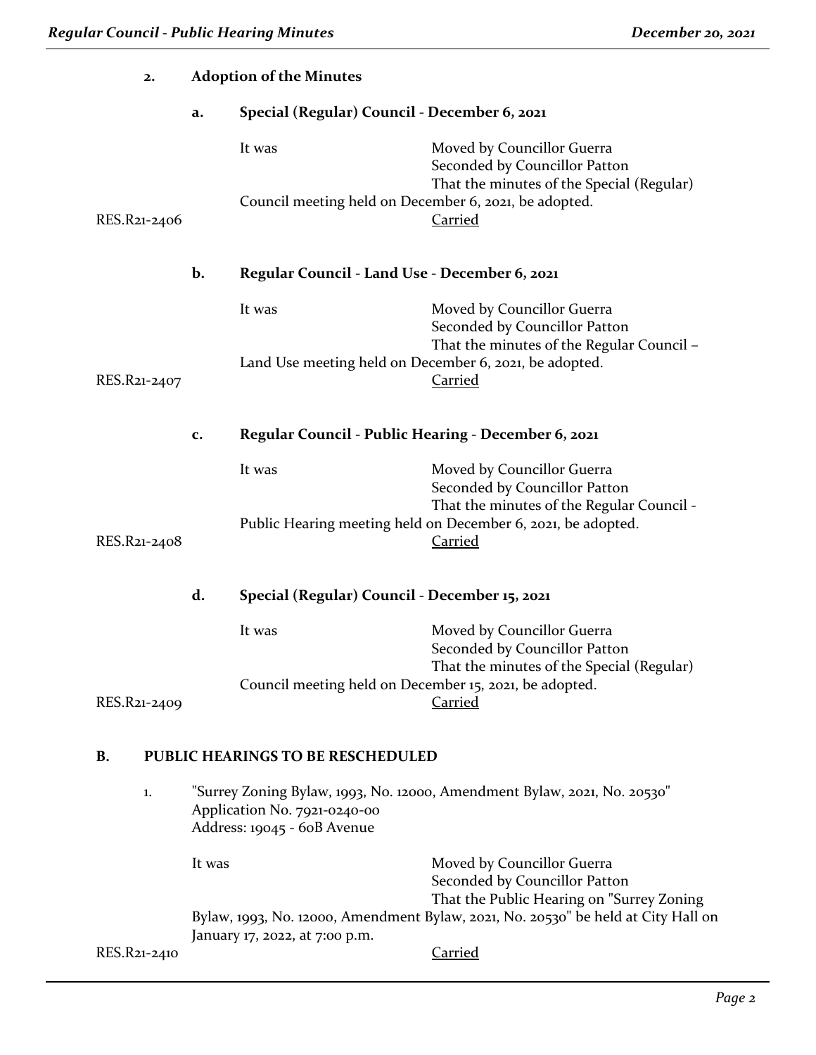## 2. Adoption of the Minutes

### a. Special (Regular) Council - December 6, 2021

It was Moved by Councillor Guerra
Seconded by Councillor Patton
That the minutes of the Special (Regular) Council meeting held on December 6, 2021, be adopted.

RES.R21-2406 Carried

### b. Regular Council - Land Use - December 6, 2021

It was Moved by Councillor Guerra
Seconded by Councillor Patton
That the minutes of the Regular Council – Land Use meeting held on December 6, 2021, be adopted.

RES.R21-2407 Carried

### c. Regular Council - Public Hearing - December 6, 2021

It was Moved by Councillor Guerra
Seconded by Councillor Patton
That the minutes of the Regular Council - Public Hearing meeting held on December 6, 2021, be adopted.

RES.R21-2408 Carried

### d. Special (Regular) Council - December 15, 2021

It was Moved by Councillor Guerra
Seconded by Councillor Patton
That the minutes of the Special (Regular) Council meeting held on December 15, 2021, be adopted.

RES.R21-2409 Carried

## B. PUBLIC HEARINGS TO BE RESCHEDULED

1. "Surrey Zoning Bylaw, 1993, No. 12000, Amendment Bylaw, 2021, No. 20530"
Application No. 7921-0240-00
Address: 19045 - 60B Avenue

It was Moved by Councillor Guerra
Seconded by Councillor Patton
That the Public Hearing on "Surrey Zoning Bylaw, 1993, No. 12000, Amendment Bylaw, 2021, No. 20530" be held at City Hall on January 17, 2022, at 7:00 p.m.

RES.R21-2410 Carried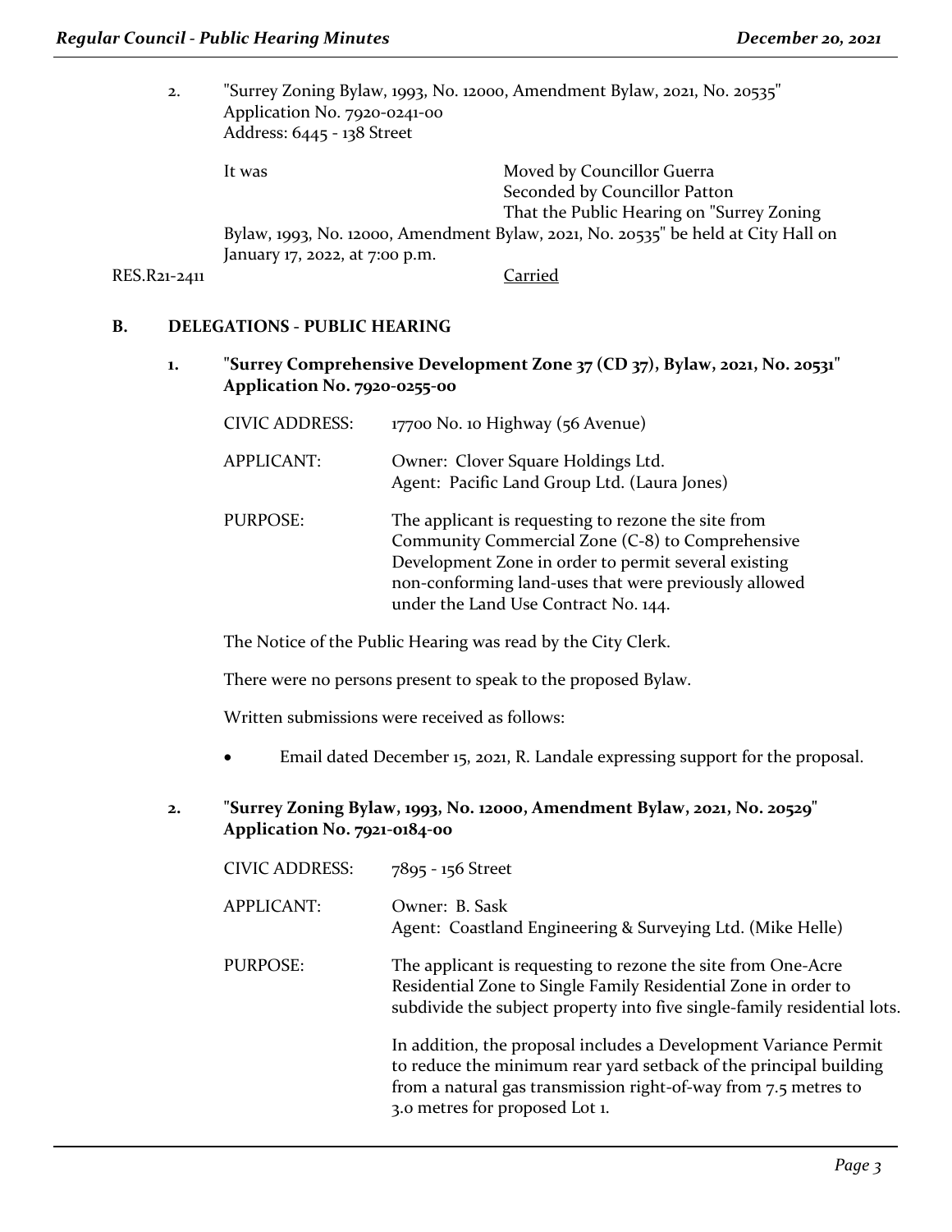2. "Surrey Zoning Bylaw, 1993, No. 12000, Amendment Bylaw, 2021, No. 20535"
   Application No. 7920-0241-00
   Address: 6445 - 138 Street

It was Moved by Councillor Guerra
Seconded by Councillor Patton
That the Public Hearing on "Surrey Zoning Bylaw, 1993, No. 12000, Amendment Bylaw, 2021, No. 20535" be held at City Hall on January 17, 2022, at 7:00 p.m.

RES.R21-2411 Carried

## B. DELEGATIONS - PUBLIC HEARING

### 1. "Surrey Comprehensive Development Zone 37 (CD 37), Bylaw, 2021, No. 20531" Application No. 7920-0255-00

CIVIC ADDRESS: 17700 No. 10 Highway (56 Avenue)

APPLICANT: Owner: Clover Square Holdings Ltd.
Agent: Pacific Land Group Ltd. (Laura Jones)

PURPOSE: The applicant is requesting to rezone the site from Community Commercial Zone (C-8) to Comprehensive Development Zone in order to permit several existing non-conforming land-uses that were previously allowed under the Land Use Contract No. 144.

The Notice of the Public Hearing was read by the City Clerk.

There were no persons present to speak to the proposed Bylaw.

Written submissions were received as follows:

- Email dated December 15, 2021, R. Landale expressing support for the proposal.

### 2. "Surrey Zoning Bylaw, 1993, No. 12000, Amendment Bylaw, 2021, No. 20529" Application No. 7921-0184-00

CIVIC ADDRESS: 7895 - 156 Street

APPLICANT: Owner: B. Sask
Agent: Coastland Engineering & Surveying Ltd. (Mike Helle)

PURPOSE: The applicant is requesting to rezone the site from One-Acre Residential Zone to Single Family Residential Zone in order to subdivide the subject property into five single-family residential lots.

In addition, the proposal includes a Development Variance Permit to reduce the minimum rear yard setback of the principal building from a natural gas transmission right-of-way from 7.5 metres to 3.0 metres for proposed Lot 1.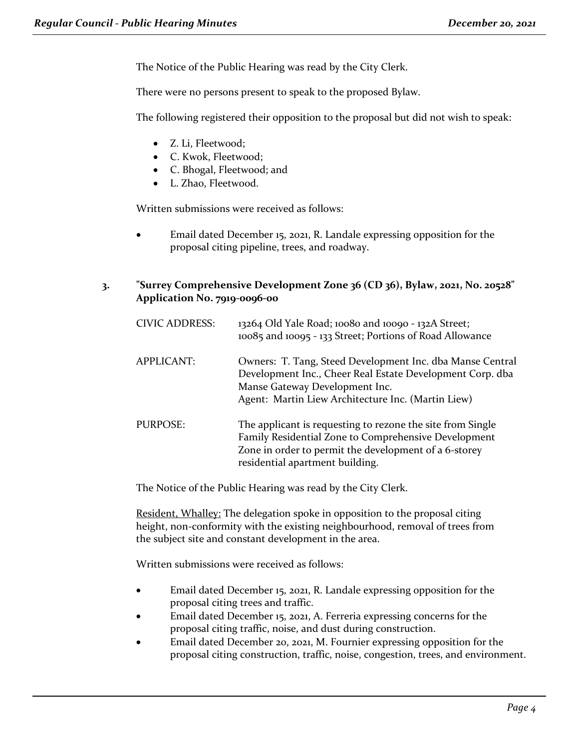The Notice of the Public Hearing was read by the City Clerk.

There were no persons present to speak to the proposed Bylaw.

The following registered their opposition to the proposal but did not wish to speak:

- Z. Li, Fleetwood;
- C. Kwok, Fleetwood;
- C. Bhogal, Fleetwood; and
- L. Zhao, Fleetwood.

Written submissions were received as follows:

- Email dated December 15, 2021, R. Landale expressing opposition for the proposal citing pipeline, trees, and roadway.

**3. "Surrey Comprehensive Development Zone 36 (CD 36), Bylaw, 2021, No. 20528" Application No. 7919-0096-00**

CIVIC ADDRESS: 13264 Old Yale Road; 10080 and 10090 - 132A Street; 10085 and 10095 - 133 Street; Portions of Road Allowance

APPLICANT: Owners: T. Tang, Steed Development Inc. dba Manse Central Development Inc., Cheer Real Estate Development Corp. dba Manse Gateway Development Inc.
Agent: Martin Liew Architecture Inc. (Martin Liew)

PURPOSE: The applicant is requesting to rezone the site from Single Family Residential Zone to Comprehensive Development Zone in order to permit the development of a 6-storey residential apartment building.

The Notice of the Public Hearing was read by the City Clerk.

Resident, Whalley: The delegation spoke in opposition to the proposal citing height, non-conformity with the existing neighbourhood, removal of trees from the subject site and constant development in the area.

Written submissions were received as follows:

- Email dated December 15, 2021, R. Landale expressing opposition for the proposal citing trees and traffic.
- Email dated December 15, 2021, A. Ferreria expressing concerns for the proposal citing traffic, noise, and dust during construction.
- Email dated December 20, 2021, M. Fournier expressing opposition for the proposal citing construction, traffic, noise, congestion, trees, and environment.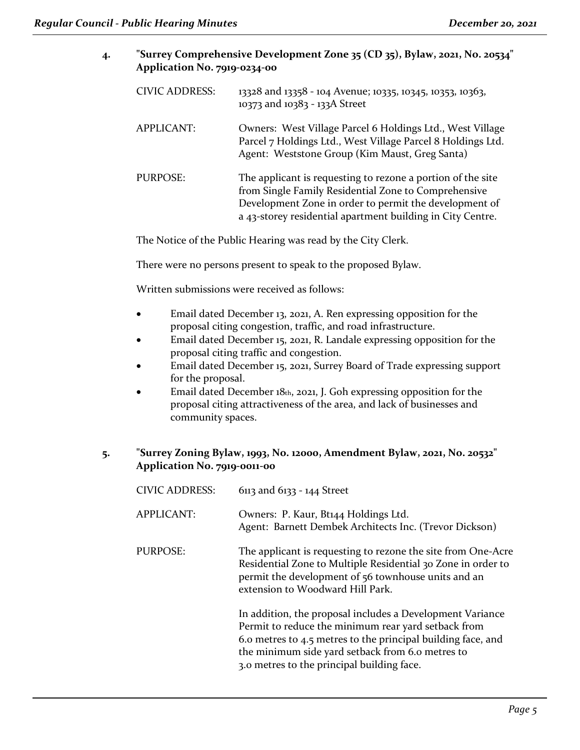**4. "Surrey Comprehensive Development Zone 35 (CD 35), Bylaw, 2021, No. 20534" Application No. 7919-0234-00**

| | |
|---|---|
| CIVIC ADDRESS: | 13328 and 13358 - 104 Avenue; 10335, 10345, 10353, 10363, 10373 and 10383 - 133A Street |
| APPLICANT: | Owners: West Village Parcel 6 Holdings Ltd., West Village Parcel 7 Holdings Ltd., West Village Parcel 8 Holdings Ltd. Agent: Weststone Group (Kim Maust, Greg Santa) |
| PURPOSE: | The applicant is requesting to rezone a portion of the site from Single Family Residential Zone to Comprehensive Development Zone in order to permit the development of a 43-storey residential apartment building in City Centre. |

The Notice of the Public Hearing was read by the City Clerk.

There were no persons present to speak to the proposed Bylaw.

Written submissions were received as follows:

- Email dated December 13, 2021, A. Ren expressing opposition for the proposal citing congestion, traffic, and road infrastructure.
- Email dated December 15, 2021, R. Landale expressing opposition for the proposal citing traffic and congestion.
- Email dated December 15, 2021, Surrey Board of Trade expressing support for the proposal.
- Email dated December 18th, 2021, J. Goh expressing opposition for the proposal citing attractiveness of the area, and lack of businesses and community spaces.

**5. "Surrey Zoning Bylaw, 1993, No. 12000, Amendment Bylaw, 2021, No. 20532" Application No. 7919-0011-00**

| | |
|---|---|
| CIVIC ADDRESS: | 6113 and 6133 - 144 Street |
| APPLICANT: | Owners: P. Kaur, Bt144 Holdings Ltd. Agent: Barnett Dembek Architects Inc. (Trevor Dickson) |
| PURPOSE: | The applicant is requesting to rezone the site from One-Acre Residential Zone to Multiple Residential 30 Zone in order to permit the development of 56 townhouse units and an extension to Woodward Hill Park.<br><br>In addition, the proposal includes a Development Variance Permit to reduce the minimum rear yard setback from 6.0 metres to 4.5 metres to the principal building face, and the minimum side yard setback from 6.0 metres to 3.0 metres to the principal building face. |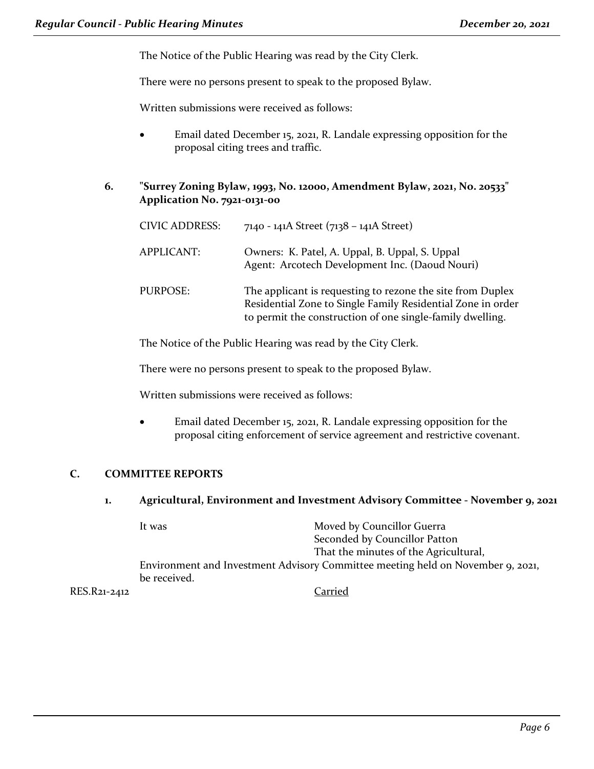The Notice of the Public Hearing was read by the City Clerk.

There were no persons present to speak to the proposed Bylaw.

Written submissions were received as follows:

- Email dated December 15, 2021, R. Landale expressing opposition for the proposal citing trees and traffic.

### 6. "Surrey Zoning Bylaw, 1993, No. 12000, Amendment Bylaw, 2021, No. 20533" Application No. 7921-0131-00

| | |
|---|---|
| CIVIC ADDRESS: | 7140 - 141A Street (7138 – 141A Street) |
| APPLICANT: | Owners: K. Patel, A. Uppal, B. Uppal, S. Uppal<br>Agent: Arcotech Development Inc. (Daoud Nouri) |
| PURPOSE: | The applicant is requesting to rezone the site from Duplex Residential Zone to Single Family Residential Zone in order to permit the construction of one single-family dwelling. |

The Notice of the Public Hearing was read by the City Clerk.

There were no persons present to speak to the proposed Bylaw.

Written submissions were received as follows:

- Email dated December 15, 2021, R. Landale expressing opposition for the proposal citing enforcement of service agreement and restrictive covenant.

## C. COMMITTEE REPORTS

### 1. Agricultural, Environment and Investment Advisory Committee - November 9, 2021

It was Moved by Councillor Guerra
Seconded by Councillor Patton
That the minutes of the Agricultural, Environment and Investment Advisory Committee meeting held on November 9, 2021, be received.

RES.R21-2412 Carried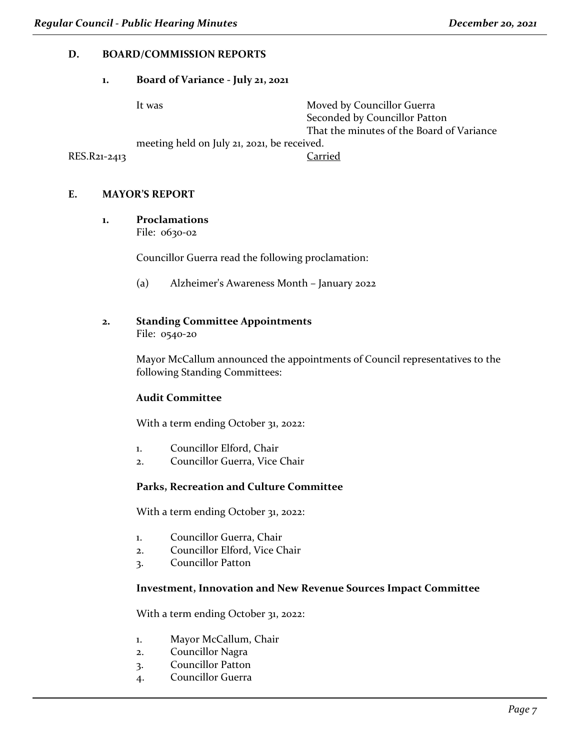## D. BOARD/COMMISSION REPORTS

### 1. Board of Variance - July 21, 2021

It was Moved by Councillor Guerra
Seconded by Councillor Patton
That the minutes of the Board of Variance meeting held on July 21, 2021, be received.

RES.R21-2413 Carried

## E. MAYOR'S REPORT

### 1. Proclamations

File: 0630-02

Councillor Guerra read the following proclamation:

(a) Alzheimer's Awareness Month – January 2022

### 2. Standing Committee Appointments

File: 0540-20

Mayor McCallum announced the appointments of Council representatives to the following Standing Committees:

**Audit Committee**

With a term ending October 31, 2022:

1. Councillor Elford, Chair
2. Councillor Guerra, Vice Chair

**Parks, Recreation and Culture Committee**

With a term ending October 31, 2022:

1. Councillor Guerra, Chair
2. Councillor Elford, Vice Chair
3. Councillor Patton

**Investment, Innovation and New Revenue Sources Impact Committee**

With a term ending October 31, 2022:

1. Mayor McCallum, Chair
2. Councillor Nagra
3. Councillor Patton
4. Councillor Guerra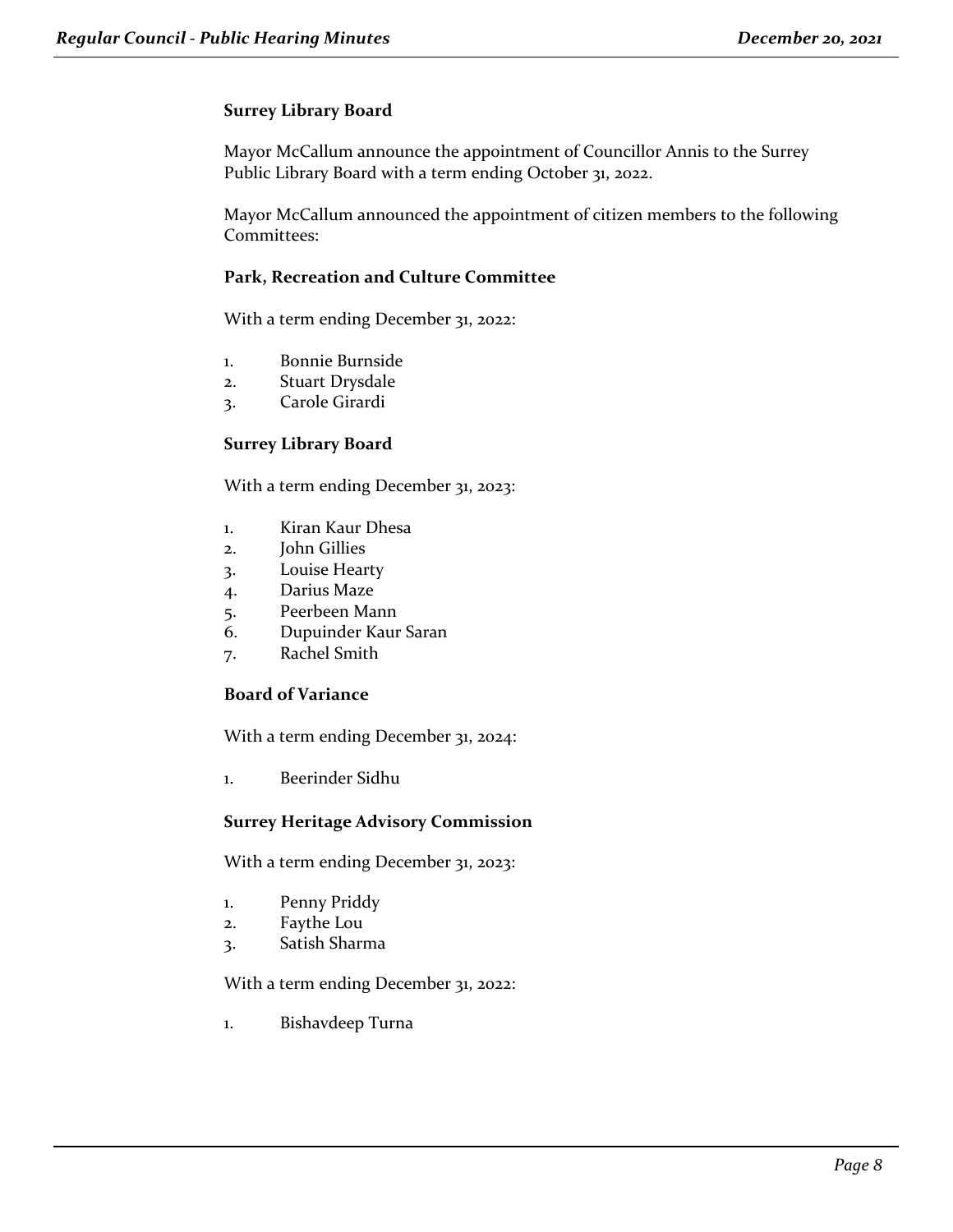**Surrey Library Board**

Mayor McCallum announce the appointment of Councillor Annis to the Surrey Public Library Board with a term ending October 31, 2022.

Mayor McCallum announced the appointment of citizen members to the following Committees:

**Park, Recreation and Culture Committee**

With a term ending December 31, 2022:

1. Bonnie Burnside
2. Stuart Drysdale
3. Carole Girardi

**Surrey Library Board**

With a term ending December 31, 2023:

1. Kiran Kaur Dhesa
2. John Gillies
3. Louise Hearty
4. Darius Maze
5. Peerbeen Mann
6. Dupuinder Kaur Saran
7. Rachel Smith

**Board of Variance**

With a term ending December 31, 2024:

1. Beerinder Sidhu

**Surrey Heritage Advisory Commission**

With a term ending December 31, 2023:

1. Penny Priddy
2. Faythe Lou
3. Satish Sharma

With a term ending December 31, 2022:

1. Bishavdeep Turna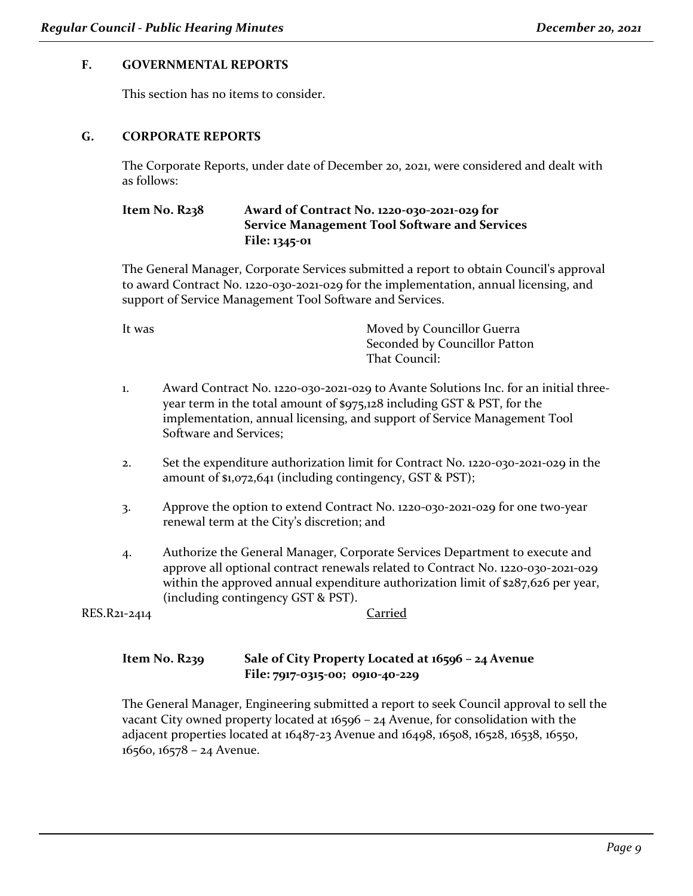## F. GOVERNMENTAL REPORTS

This section has no items to consider.

## G. CORPORATE REPORTS

The Corporate Reports, under date of December 20, 2021, were considered and dealt with as follows:

### Item No. R238 Award of Contract No. 1220-030-2021-029 for Service Management Tool Software and Services File: 1345-01

The General Manager, Corporate Services submitted a report to obtain Council's approval to award Contract No. 1220-030-2021-029 for the implementation, annual licensing, and support of Service Management Tool Software and Services.

It was Moved by Councillor Guerra
Seconded by Councillor Patton
That Council:

1. Award Contract No. 1220-030-2021-029 to Avante Solutions Inc. for an initial three-year term in the total amount of $975,128 including GST & PST, for the implementation, annual licensing, and support of Service Management Tool Software and Services;

2. Set the expenditure authorization limit for Contract No. 1220-030-2021-029 in the amount of $1,072,641 (including contingency, GST & PST);

3. Approve the option to extend Contract No. 1220-030-2021-029 for one two-year renewal term at the City's discretion; and

4. Authorize the General Manager, Corporate Services Department to execute and approve all optional contract renewals related to Contract No. 1220-030-2021-029 within the approved annual expenditure authorization limit of $287,626 per year, (including contingency GST & PST).

RES.R21-2414 Carried

### Item No. R239 Sale of City Property Located at 16596 – 24 Avenue File: 7917-0315-00; 0910-40-229

The General Manager, Engineering submitted a report to seek Council approval to sell the vacant City owned property located at 16596 – 24 Avenue, for consolidation with the adjacent properties located at 16487-23 Avenue and 16498, 16508, 16528, 16538, 16550, 16560, 16578 – 24 Avenue.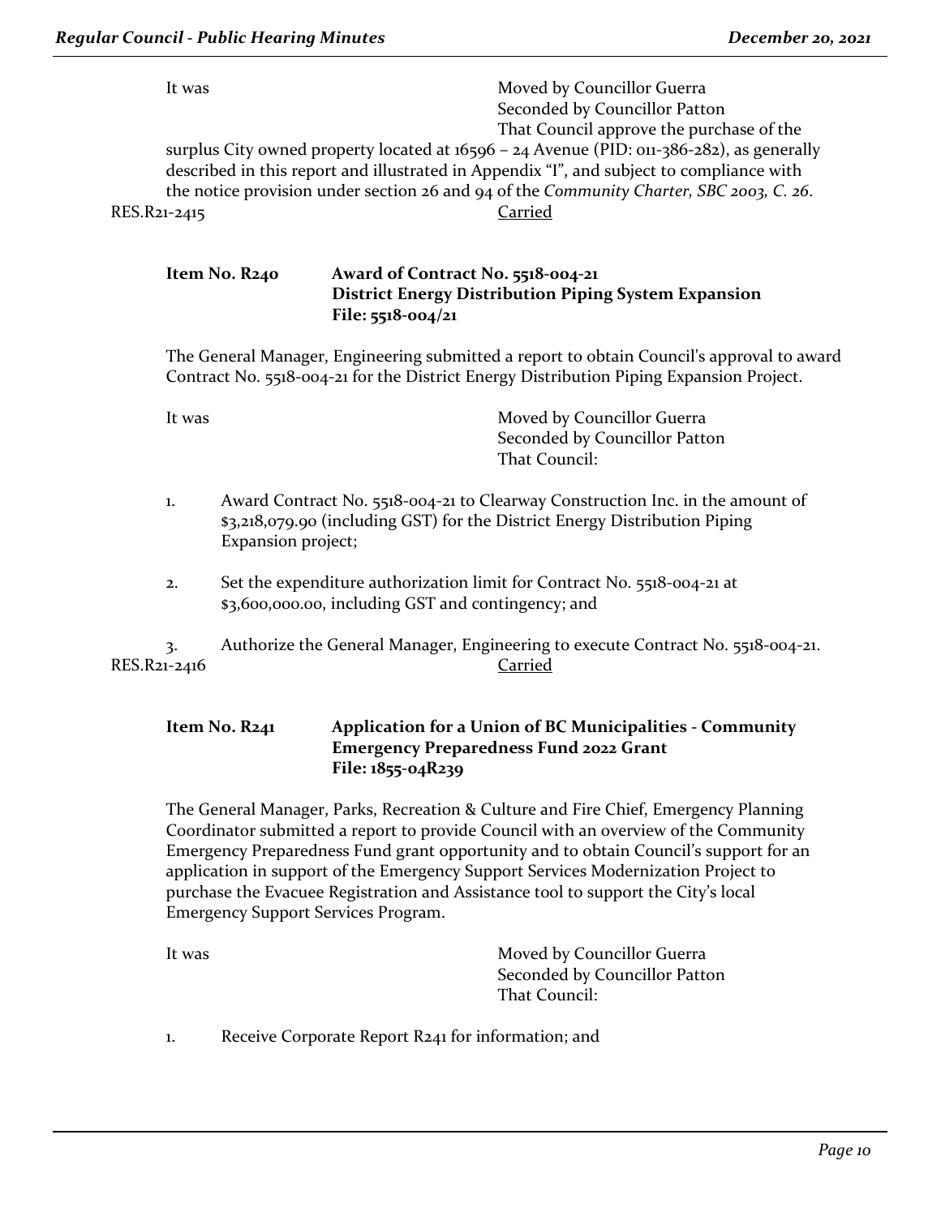It was Moved by Councillor Guerra
Seconded by Councillor Patton
That Council approve the purchase of the surplus City owned property located at 16596 – 24 Avenue (PID: 011-386-282), as generally described in this report and illustrated in Appendix "I", and subject to compliance with the notice provision under section 26 and 94 of the *Community Charter, SBC 2003, C. 26*.

RES.R21-2415 Carried

**Item No. R240 Award of Contract No. 5518-004-21**
**District Energy Distribution Piping System Expansion**
**File: 5518-004/21**

The General Manager, Engineering submitted a report to obtain Council's approval to award Contract No. 5518-004-21 for the District Energy Distribution Piping Expansion Project.

It was Moved by Councillor Guerra
Seconded by Councillor Patton
That Council:

1. Award Contract No. 5518-004-21 to Clearway Construction Inc. in the amount of $3,218,079.90 (including GST) for the District Energy Distribution Piping Expansion project;

2. Set the expenditure authorization limit for Contract No. 5518-004-21 at $3,600,000.00, including GST and contingency; and

3. Authorize the General Manager, Engineering to execute Contract No. 5518-004-21.

RES.R21-2416 Carried

**Item No. R241 Application for a Union of BC Municipalities - Community Emergency Preparedness Fund 2022 Grant**
**File: 1855-04R239**

The General Manager, Parks, Recreation & Culture and Fire Chief, Emergency Planning Coordinator submitted a report to provide Council with an overview of the Community Emergency Preparedness Fund grant opportunity and to obtain Council's support for an application in support of the Emergency Support Services Modernization Project to purchase the Evacuee Registration and Assistance tool to support the City's local Emergency Support Services Program.

It was Moved by Councillor Guerra
Seconded by Councillor Patton
That Council:

1. Receive Corporate Report R241 for information; and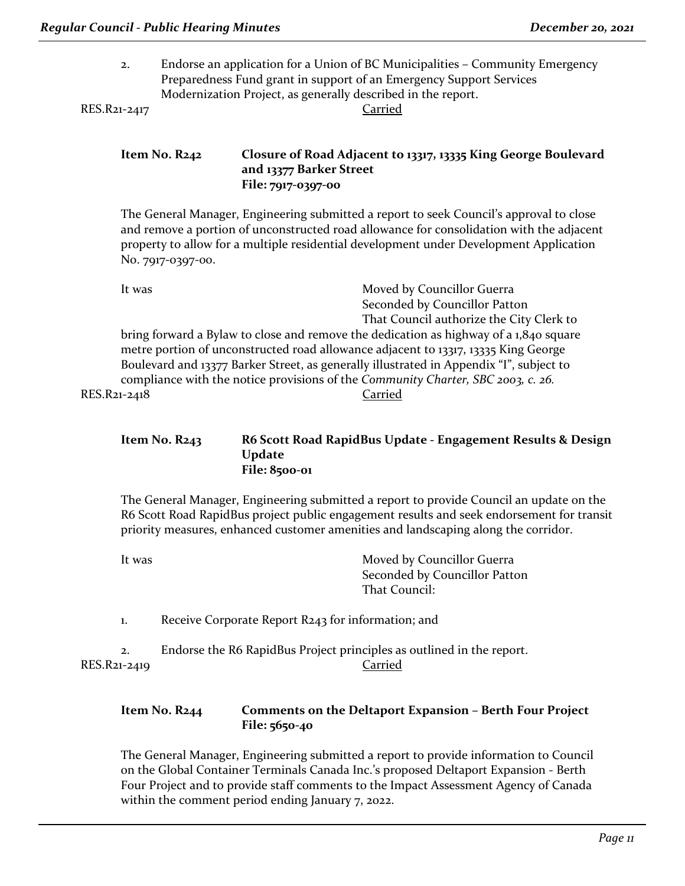2. Endorse an application for a Union of BC Municipalities – Community Emergency Preparedness Fund grant in support of an Emergency Support Services Modernization Project, as generally described in the report.

RES.R21-2417 Carried

**Item No. R242 Closure of Road Adjacent to 13317, 13335 King George Boulevard and 13377 Barker Street**
**File: 7917-0397-00**

The General Manager, Engineering submitted a report to seek Council's approval to close and remove a portion of unconstructed road allowance for consolidation with the adjacent property to allow for a multiple residential development under Development Application No. 7917-0397-00.

It was Moved by Councillor Guerra
Seconded by Councillor Patton
That Council authorize the City Clerk to bring forward a Bylaw to close and remove the dedication as highway of a 1,840 square metre portion of unconstructed road allowance adjacent to 13317, 13335 King George Boulevard and 13377 Barker Street, as generally illustrated in Appendix "I", subject to compliance with the notice provisions of the *Community Charter, SBC 2003, c. 26.*

RES.R21-2418 Carried

**Item No. R243 R6 Scott Road RapidBus Update - Engagement Results & Design Update**
**File: 8500-01**

The General Manager, Engineering submitted a report to provide Council an update on the R6 Scott Road RapidBus project public engagement results and seek endorsement for transit priority measures, enhanced customer amenities and landscaping along the corridor.

It was Moved by Councillor Guerra
Seconded by Councillor Patton
That Council:

1. Receive Corporate Report R243 for information; and

2. Endorse the R6 RapidBus Project principles as outlined in the report.

RES.R21-2419 Carried

**Item No. R244 Comments on the Deltaport Expansion – Berth Four Project**
**File: 5650-40**

The General Manager, Engineering submitted a report to provide information to Council on the Global Container Terminals Canada Inc.'s proposed Deltaport Expansion - Berth Four Project and to provide staff comments to the Impact Assessment Agency of Canada within the comment period ending January 7, 2022.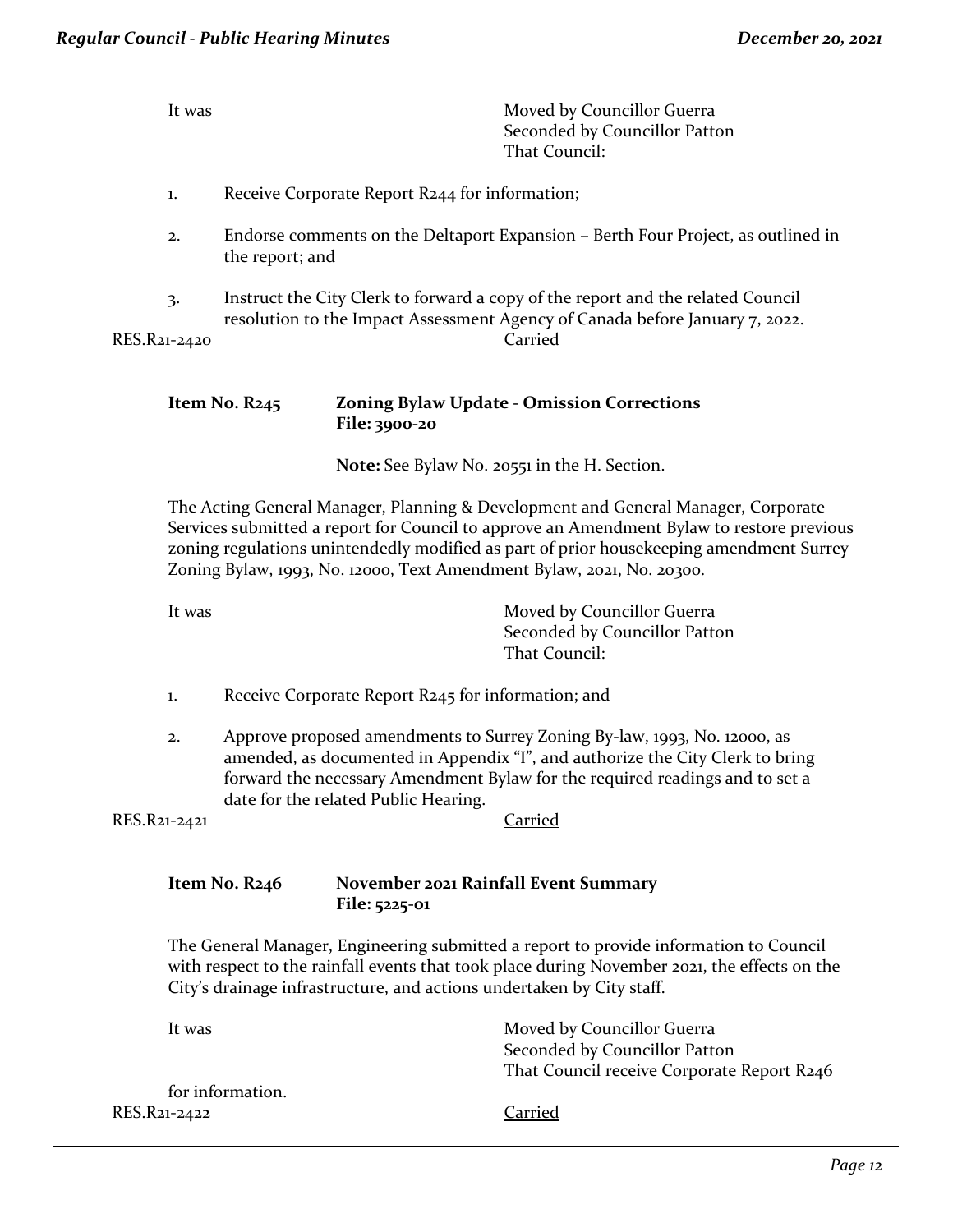It was Moved by Councillor Guerra
Seconded by Councillor Patton
That Council:

1. Receive Corporate Report R244 for information;

2. Endorse comments on the Deltaport Expansion – Berth Four Project, as outlined in the report; and

3. Instruct the City Clerk to forward a copy of the report and the related Council resolution to the Impact Assessment Agency of Canada before January 7, 2022.

RES.R21-2420 Carried

**Item No. R245 Zoning Bylaw Update - Omission Corrections**
**File: 3900-20**

**Note:** See Bylaw No. 20551 in the H. Section.

The Acting General Manager, Planning & Development and General Manager, Corporate Services submitted a report for Council to approve an Amendment Bylaw to restore previous zoning regulations unintendedly modified as part of prior housekeeping amendment Surrey Zoning Bylaw, 1993, No. 12000, Text Amendment Bylaw, 2021, No. 20300.

It was Moved by Councillor Guerra
Seconded by Councillor Patton
That Council:

1. Receive Corporate Report R245 for information; and

2. Approve proposed amendments to Surrey Zoning By-law, 1993, No. 12000, as amended, as documented in Appendix "I", and authorize the City Clerk to bring forward the necessary Amendment Bylaw for the required readings and to set a date for the related Public Hearing.

RES.R21-2421 Carried

**Item No. R246 November 2021 Rainfall Event Summary**
**File: 5225-01**

The General Manager, Engineering submitted a report to provide information to Council with respect to the rainfall events that took place during November 2021, the effects on the City's drainage infrastructure, and actions undertaken by City staff.

It was Moved by Councillor Guerra
Seconded by Councillor Patton
That Council receive Corporate Report R246 for information.

RES.R21-2422 Carried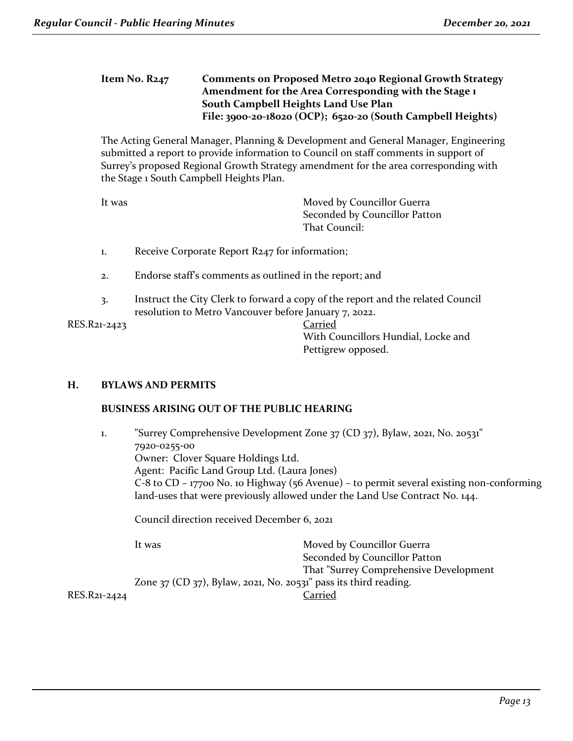**Item No. R247 Comments on Proposed Metro 2040 Regional Growth Strategy Amendment for the Area Corresponding with the Stage 1 South Campbell Heights Land Use Plan**
**File: 3900-20-18020 (OCP); 6520-20 (South Campbell Heights)**

The Acting General Manager, Planning & Development and General Manager, Engineering submitted a report to provide information to Council on staff comments in support of Surrey's proposed Regional Growth Strategy amendment for the area corresponding with the Stage 1 South Campbell Heights Plan.

It was Moved by Councillor Guerra
Seconded by Councillor Patton
That Council:

1. Receive Corporate Report R247 for information;
2. Endorse staff's comments as outlined in the report; and
3. Instruct the City Clerk to forward a copy of the report and the related Council resolution to Metro Vancouver before January 7, 2022.

RES.R21-2423 Carried
With Councillors Hundial, Locke and Pettigrew opposed.

## H. BYLAWS AND PERMITS

### BUSINESS ARISING OUT OF THE PUBLIC HEARING

1. "Surrey Comprehensive Development Zone 37 (CD 37), Bylaw, 2021, No. 20531"
   7920-0255-00
   Owner: Clover Square Holdings Ltd.
   Agent: Pacific Land Group Ltd. (Laura Jones)
   C-8 to CD – 17700 No. 10 Highway (56 Avenue) – to permit several existing non-conforming land-uses that were previously allowed under the Land Use Contract No. 144.

   Council direction received December 6, 2021

   It was Moved by Councillor Guerra
   Seconded by Councillor Patton
   That "Surrey Comprehensive Development Zone 37 (CD 37), Bylaw, 2021, No. 20531" pass its third reading.

RES.R21-2424 Carried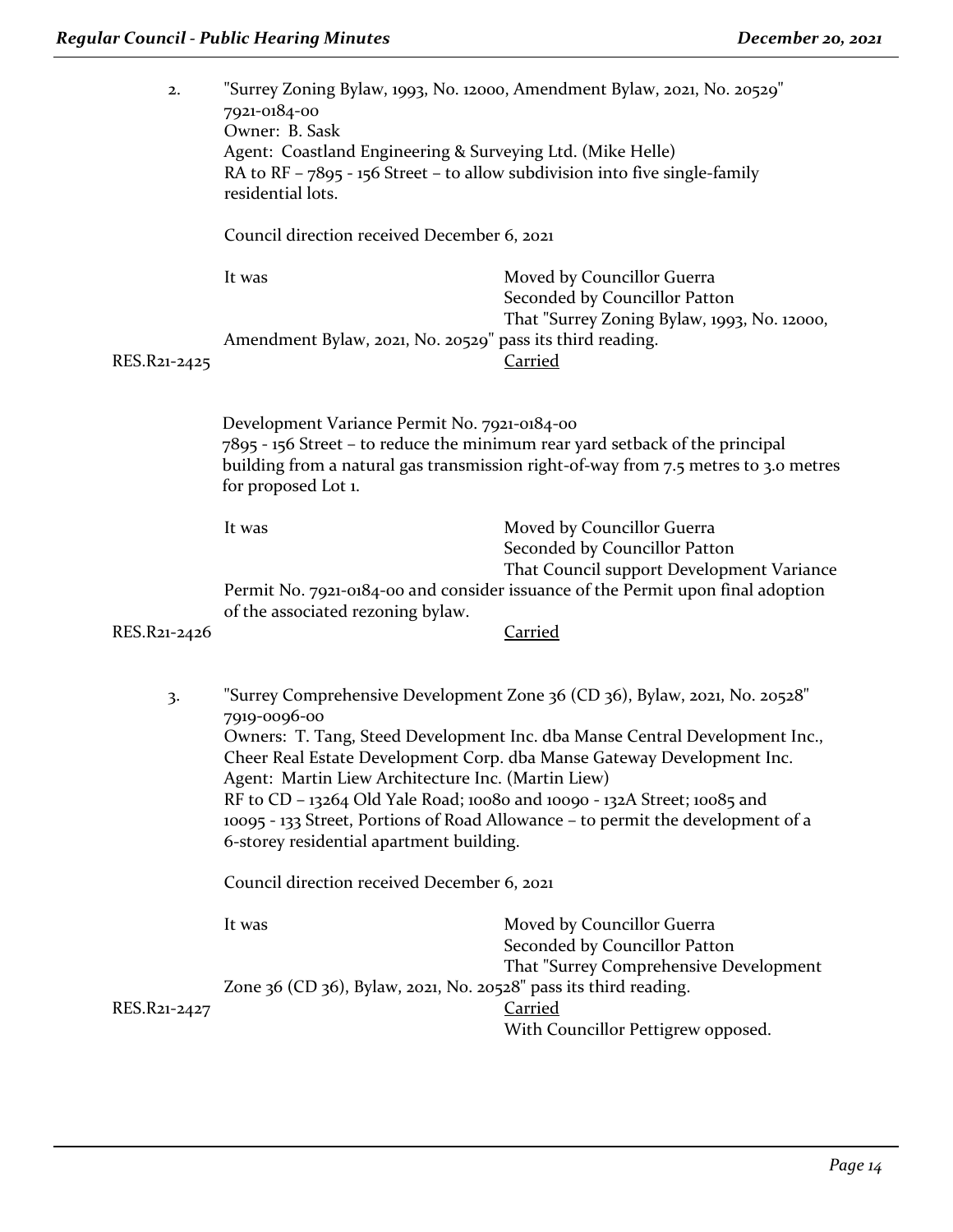2. "Surrey Zoning Bylaw, 1993, No. 12000, Amendment Bylaw, 2021, No. 20529"
7921-0184-00
Owner: B. Sask
Agent: Coastland Engineering & Surveying Ltd. (Mike Helle)
RA to RF – 7895 - 156 Street – to allow subdivision into five single-family residential lots.

Council direction received December 6, 2021

It was Moved by Councillor Guerra
Seconded by Councillor Patton
That "Surrey Zoning Bylaw, 1993, No. 12000, Amendment Bylaw, 2021, No. 20529" pass its third reading.

RES.R21-2425 Carried

Development Variance Permit No. 7921-0184-00
7895 - 156 Street – to reduce the minimum rear yard setback of the principal building from a natural gas transmission right-of-way from 7.5 metres to 3.0 metres for proposed Lot 1.

It was Moved by Councillor Guerra
Seconded by Councillor Patton
That Council support Development Variance Permit No. 7921-0184-00 and consider issuance of the Permit upon final adoption of the associated rezoning bylaw.

RES.R21-2426 Carried

3. "Surrey Comprehensive Development Zone 36 (CD 36), Bylaw, 2021, No. 20528"
7919-0096-00
Owners: T. Tang, Steed Development Inc. dba Manse Central Development Inc., Cheer Real Estate Development Corp. dba Manse Gateway Development Inc.
Agent: Martin Liew Architecture Inc. (Martin Liew)
RF to CD – 13264 Old Yale Road; 10080 and 10090 - 132A Street; 10085 and 10095 - 133 Street, Portions of Road Allowance – to permit the development of a 6-storey residential apartment building.

Council direction received December 6, 2021

It was Moved by Councillor Guerra
Seconded by Councillor Patton
That "Surrey Comprehensive Development Zone 36 (CD 36), Bylaw, 2021, No. 20528" pass its third reading.

RES.R21-2427 Carried
With Councillor Pettigrew opposed.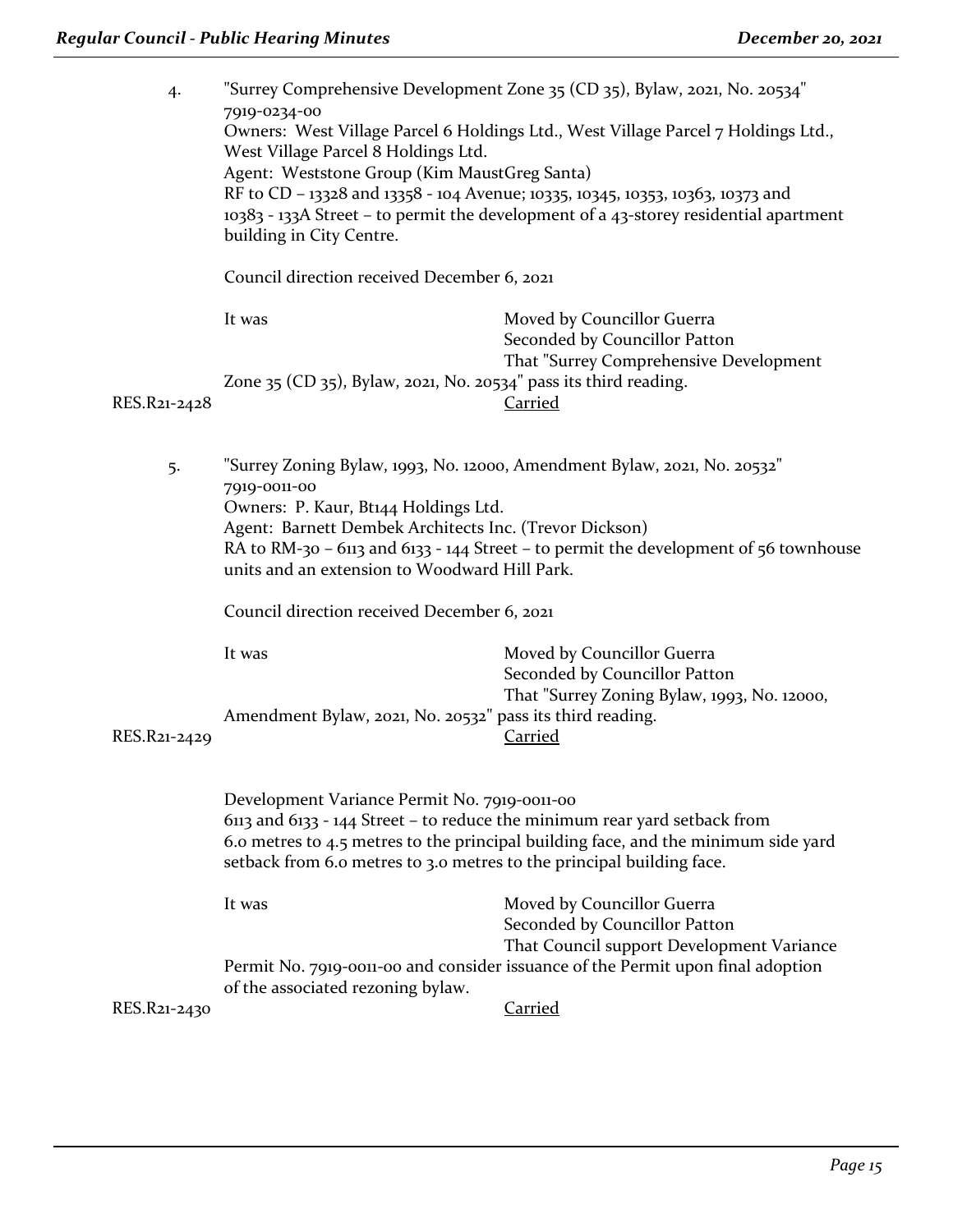4. "Surrey Comprehensive Development Zone 35 (CD 35), Bylaw, 2021, No. 20534"
7919-0234-00
Owners: West Village Parcel 6 Holdings Ltd., West Village Parcel 7 Holdings Ltd., West Village Parcel 8 Holdings Ltd.
Agent: Weststone Group (Kim MaustGreg Santa)
RF to CD – 13328 and 13358 - 104 Avenue; 10335, 10345, 10353, 10363, 10373 and 10383 - 133A Street – to permit the development of a 43-storey residential apartment building in City Centre.

Council direction received December 6, 2021

It was Moved by Councillor Guerra
Seconded by Councillor Patton
That "Surrey Comprehensive Development Zone 35 (CD 35), Bylaw, 2021, No. 20534" pass its third reading.

RES.R21-2428 Carried

5. "Surrey Zoning Bylaw, 1993, No. 12000, Amendment Bylaw, 2021, No. 20532"
7919-0011-00
Owners: P. Kaur, Bt144 Holdings Ltd.
Agent: Barnett Dembek Architects Inc. (Trevor Dickson)
RA to RM-30 – 6113 and 6133 - 144 Street – to permit the development of 56 townhouse units and an extension to Woodward Hill Park.

Council direction received December 6, 2021

It was Moved by Councillor Guerra
Seconded by Councillor Patton
That "Surrey Zoning Bylaw, 1993, No. 12000, Amendment Bylaw, 2021, No. 20532" pass its third reading.

RES.R21-2429 Carried

Development Variance Permit No. 7919-0011-00
6113 and 6133 - 144 Street – to reduce the minimum rear yard setback from 6.0 metres to 4.5 metres to the principal building face, and the minimum side yard setback from 6.0 metres to 3.0 metres to the principal building face.

It was Moved by Councillor Guerra
Seconded by Councillor Patton
That Council support Development Variance Permit No. 7919-0011-00 and consider issuance of the Permit upon final adoption of the associated rezoning bylaw.

RES.R21-2430 Carried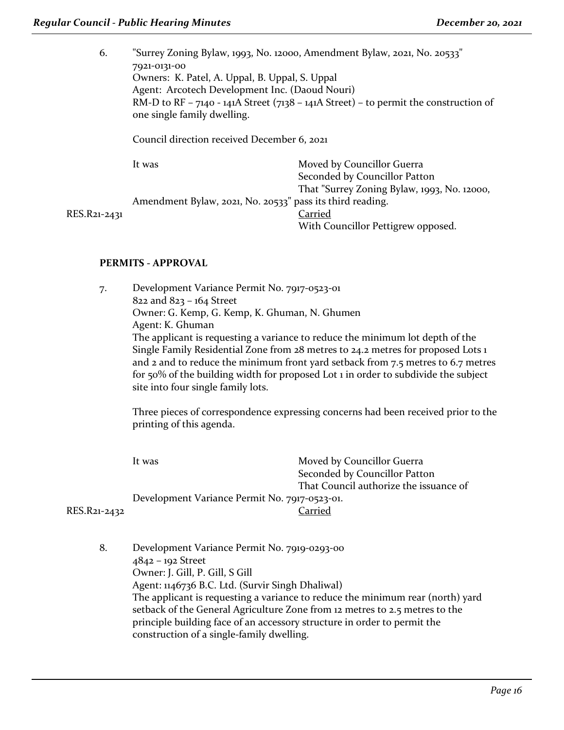6. "Surrey Zoning Bylaw, 1993, No. 12000, Amendment Bylaw, 2021, No. 20533"
   7921-0131-00
   Owners: K. Patel, A. Uppal, B. Uppal, S. Uppal
   Agent: Arcotech Development Inc. (Daoud Nouri)
   RM-D to RF – 7140 - 141A Street (7138 – 141A Street) – to permit the construction of one single family dwelling.

   Council direction received December 6, 2021

   It was Moved by Councillor Guerra
   Seconded by Councillor Patton
   That "Surrey Zoning Bylaw, 1993, No. 12000, Amendment Bylaw, 2021, No. 20533" pass its third reading.

   RES.R21-2431 Carried
   With Councillor Pettigrew opposed.

**PERMITS - APPROVAL**

7. Development Variance Permit No. 7917-0523-01
   822 and 823 – 164 Street
   Owner: G. Kemp, G. Kemp, K. Ghuman, N. Ghumen
   Agent: K. Ghuman
   The applicant is requesting a variance to reduce the minimum lot depth of the Single Family Residential Zone from 28 metres to 24.2 metres for proposed Lots 1 and 2 and to reduce the minimum front yard setback from 7.5 metres to 6.7 metres for 50% of the building width for proposed Lot 1 in order to subdivide the subject site into four single family lots.

   Three pieces of correspondence expressing concerns had been received prior to the printing of this agenda.

   It was Moved by Councillor Guerra
   Seconded by Councillor Patton
   That Council authorize the issuance of Development Variance Permit No. 7917-0523-01.

   RES.R21-2432 Carried

8. Development Variance Permit No. 7919-0293-00
   4842 – 192 Street
   Owner: J. Gill, P. Gill, S Gill
   Agent: 1146736 B.C. Ltd. (Survir Singh Dhaliwal)
   The applicant is requesting a variance to reduce the minimum rear (north) yard setback of the General Agriculture Zone from 12 metres to 2.5 metres to the principle building face of an accessory structure in order to permit the construction of a single-family dwelling.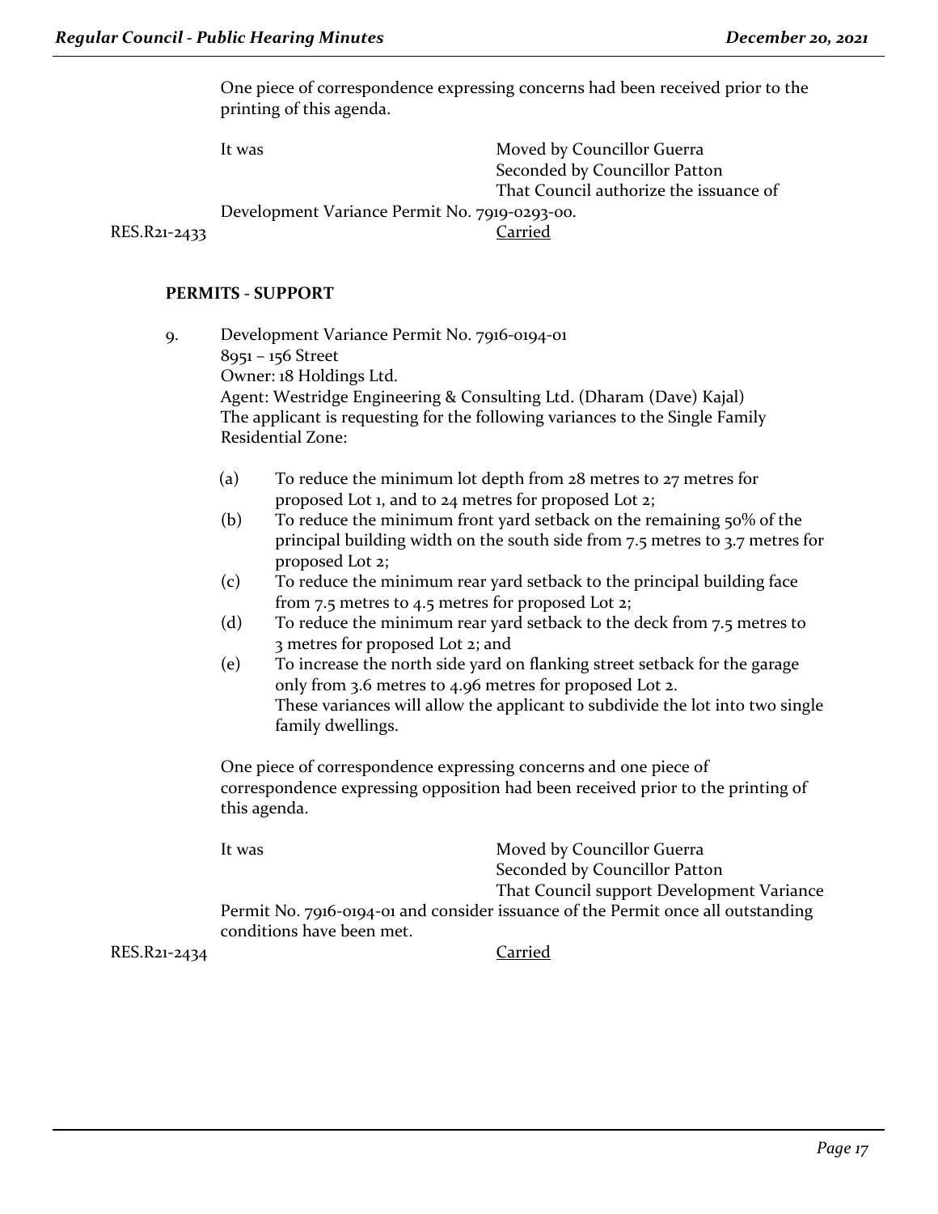One piece of correspondence expressing concerns had been received prior to the printing of this agenda.

It was Moved by Councillor Guerra
Seconded by Councillor Patton
That Council authorize the issuance of Development Variance Permit No. 7919-0293-00.

RES.R21-2433 Carried

**PERMITS - SUPPORT**

9. Development Variance Permit No. 7916-0194-01
   8951 – 156 Street
   Owner: 18 Holdings Ltd.
   Agent: Westridge Engineering & Consulting Ltd. (Dharam (Dave) Kajal)
   The applicant is requesting for the following variances to the Single Family Residential Zone:

   (a) To reduce the minimum lot depth from 28 metres to 27 metres for proposed Lot 1, and to 24 metres for proposed Lot 2;
   (b) To reduce the minimum front yard setback on the remaining 50% of the principal building width on the south side from 7.5 metres to 3.7 metres for proposed Lot 2;
   (c) To reduce the minimum rear yard setback to the principal building face from 7.5 metres to 4.5 metres for proposed Lot 2;
   (d) To reduce the minimum rear yard setback to the deck from 7.5 metres to 3 metres for proposed Lot 2; and
   (e) To increase the north side yard on flanking street setback for the garage only from 3.6 metres to 4.96 metres for proposed Lot 2.
   These variances will allow the applicant to subdivide the lot into two single family dwellings.

   One piece of correspondence expressing concerns and one piece of correspondence expressing opposition had been received prior to the printing of this agenda.

   It was Moved by Councillor Guerra
   Seconded by Councillor Patton
   That Council support Development Variance Permit No. 7916-0194-01 and consider issuance of the Permit once all outstanding conditions have been met.

RES.R21-2434 Carried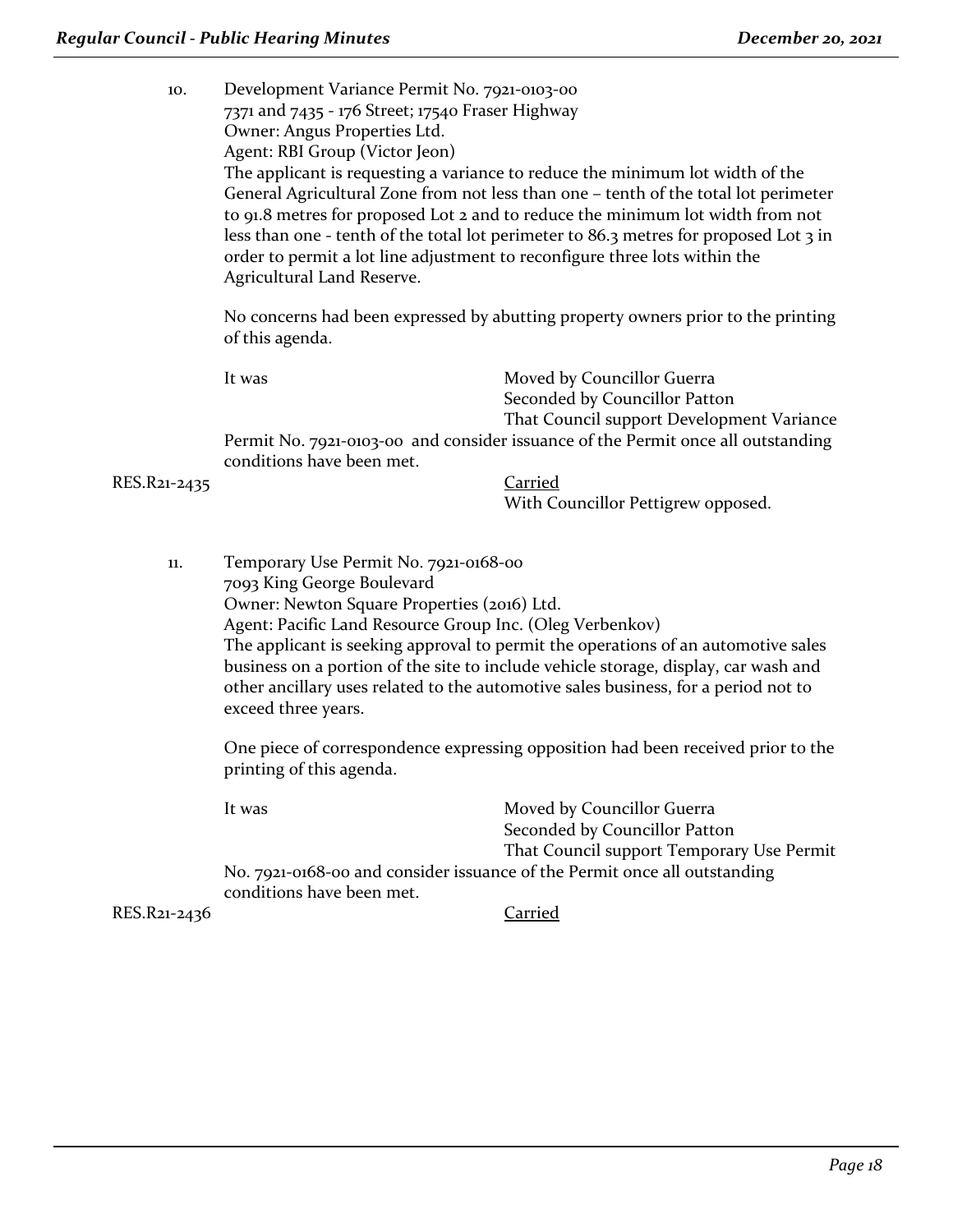10. Development Variance Permit No. 7921-0103-00
7371 and 7435 - 176 Street; 17540 Fraser Highway
Owner: Angus Properties Ltd.
Agent: RBI Group (Victor Jeon)
The applicant is requesting a variance to reduce the minimum lot width of the General Agricultural Zone from not less than one – tenth of the total lot perimeter to 91.8 metres for proposed Lot 2 and to reduce the minimum lot width from not less than one - tenth of the total lot perimeter to 86.3 metres for proposed Lot 3 in order to permit a lot line adjustment to reconfigure three lots within the Agricultural Land Reserve.

No concerns had been expressed by abutting property owners prior to the printing of this agenda.

It was Moved by Councillor Guerra
Seconded by Councillor Patton
That Council support Development Variance Permit No. 7921-0103-00 and consider issuance of the Permit once all outstanding conditions have been met.

RES.R21-2435 Carried
With Councillor Pettigrew opposed.

11. Temporary Use Permit No. 7921-0168-00
7093 King George Boulevard
Owner: Newton Square Properties (2016) Ltd.
Agent: Pacific Land Resource Group Inc. (Oleg Verbenkov)
The applicant is seeking approval to permit the operations of an automotive sales business on a portion of the site to include vehicle storage, display, car wash and other ancillary uses related to the automotive sales business, for a period not to exceed three years.

One piece of correspondence expressing opposition had been received prior to the printing of this agenda.

It was Moved by Councillor Guerra
Seconded by Councillor Patton
That Council support Temporary Use Permit No. 7921-0168-00 and consider issuance of the Permit once all outstanding conditions have been met.

RES.R21-2436 Carried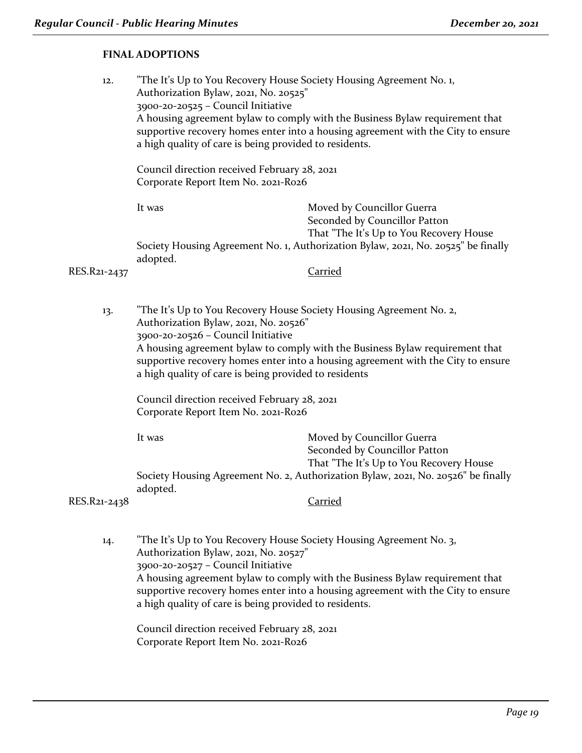**FINAL ADOPTIONS**

12. "The It's Up to You Recovery House Society Housing Agreement No. 1, Authorization Bylaw, 2021, No. 20525"
    3900-20-20525 – Council Initiative
    A housing agreement bylaw to comply with the Business Bylaw requirement that supportive recovery homes enter into a housing agreement with the City to ensure a high quality of care is being provided to residents.

    Council direction received February 28, 2021
    Corporate Report Item No. 2021-R026

    It was Moved by Councillor Guerra
    Seconded by Councillor Patton
    That "The It's Up to You Recovery House Society Housing Agreement No. 1, Authorization Bylaw, 2021, No. 20525" be finally adopted.

RES.R21-2437 Carried

13. "The It's Up to You Recovery House Society Housing Agreement No. 2, Authorization Bylaw, 2021, No. 20526"
    3900-20-20526 – Council Initiative
    A housing agreement bylaw to comply with the Business Bylaw requirement that supportive recovery homes enter into a housing agreement with the City to ensure a high quality of care is being provided to residents

    Council direction received February 28, 2021
    Corporate Report Item No. 2021-R026

    It was Moved by Councillor Guerra
    Seconded by Councillor Patton
    That "The It's Up to You Recovery House Society Housing Agreement No. 2, Authorization Bylaw, 2021, No. 20526" be finally adopted.

RES.R21-2438 Carried

14. "The It's Up to You Recovery House Society Housing Agreement No. 3, Authorization Bylaw, 2021, No. 20527"
    3900-20-20527 – Council Initiative
    A housing agreement bylaw to comply with the Business Bylaw requirement that supportive recovery homes enter into a housing agreement with the City to ensure a high quality of care is being provided to residents.

    Council direction received February 28, 2021
    Corporate Report Item No. 2021-R026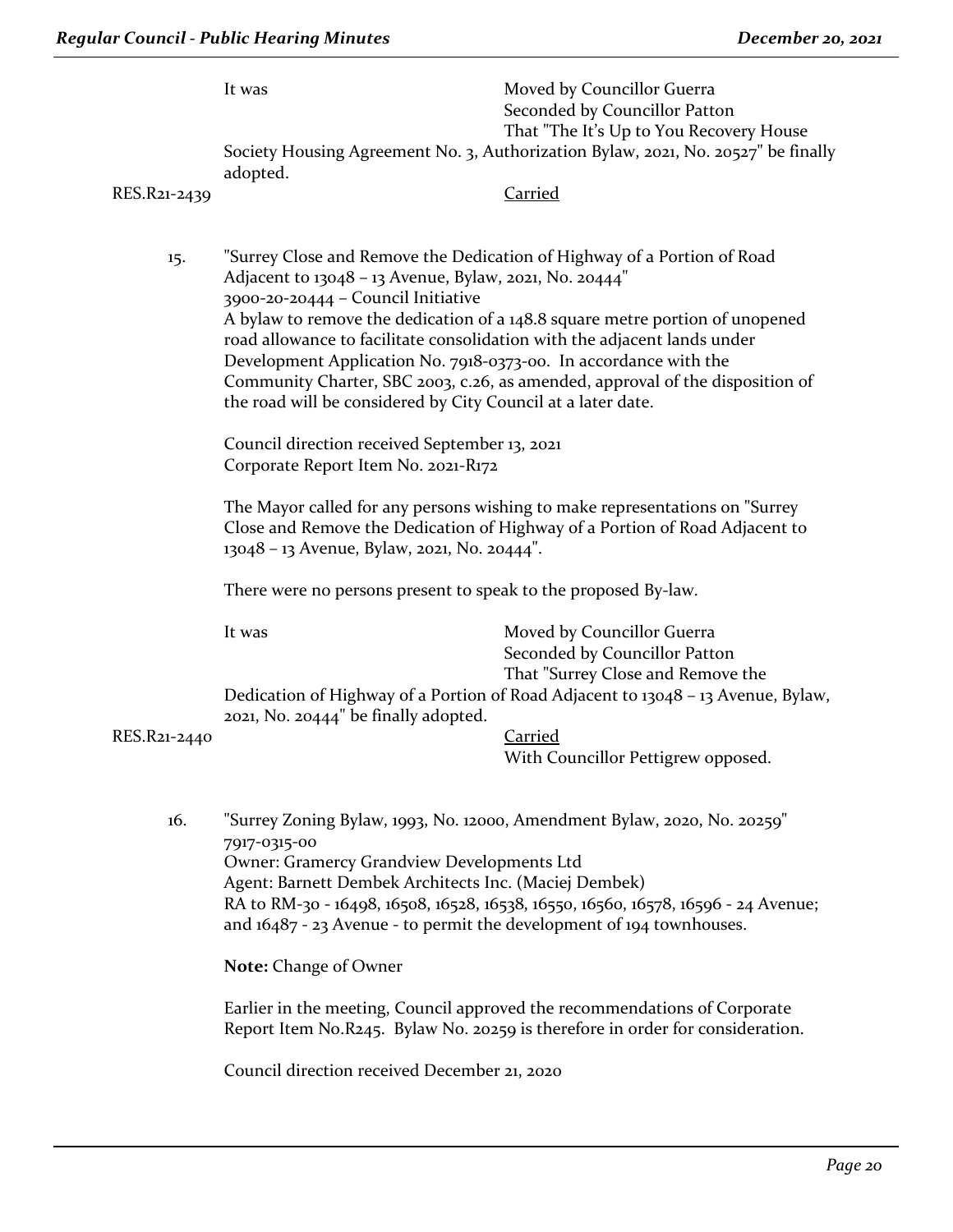It was Moved by Councillor Guerra
Seconded by Councillor Patton
That "The It's Up to You Recovery House Society Housing Agreement No. 3, Authorization Bylaw, 2021, No. 20527" be finally adopted.

RES.R21-2439 Carried

15. "Surrey Close and Remove the Dedication of Highway of a Portion of Road Adjacent to 13048 – 13 Avenue, Bylaw, 2021, No. 20444"
3900-20-20444 – Council Initiative
A bylaw to remove the dedication of a 148.8 square metre portion of unopened road allowance to facilitate consolidation with the adjacent lands under Development Application No. 7918-0373-00. In accordance with the Community Charter, SBC 2003, c.26, as amended, approval of the disposition of the road will be considered by City Council at a later date.

Council direction received September 13, 2021
Corporate Report Item No. 2021-R172

The Mayor called for any persons wishing to make representations on "Surrey Close and Remove the Dedication of Highway of a Portion of Road Adjacent to 13048 – 13 Avenue, Bylaw, 2021, No. 20444".

There were no persons present to speak to the proposed By-law.

It was Moved by Councillor Guerra
Seconded by Councillor Patton
That "Surrey Close and Remove the Dedication of Highway of a Portion of Road Adjacent to 13048 – 13 Avenue, Bylaw, 2021, No. 20444" be finally adopted.

RES.R21-2440 Carried
With Councillor Pettigrew opposed.

16. "Surrey Zoning Bylaw, 1993, No. 12000, Amendment Bylaw, 2020, No. 20259"
7917-0315-00
Owner: Gramercy Grandview Developments Ltd
Agent: Barnett Dembek Architects Inc. (Maciej Dembek)
RA to RM-30 - 16498, 16508, 16528, 16538, 16550, 16560, 16578, 16596 - 24 Avenue; and 16487 - 23 Avenue - to permit the development of 194 townhouses.

**Note:** Change of Owner

Earlier in the meeting, Council approved the recommendations of Corporate Report Item No.R245. Bylaw No. 20259 is therefore in order for consideration.

Council direction received December 21, 2020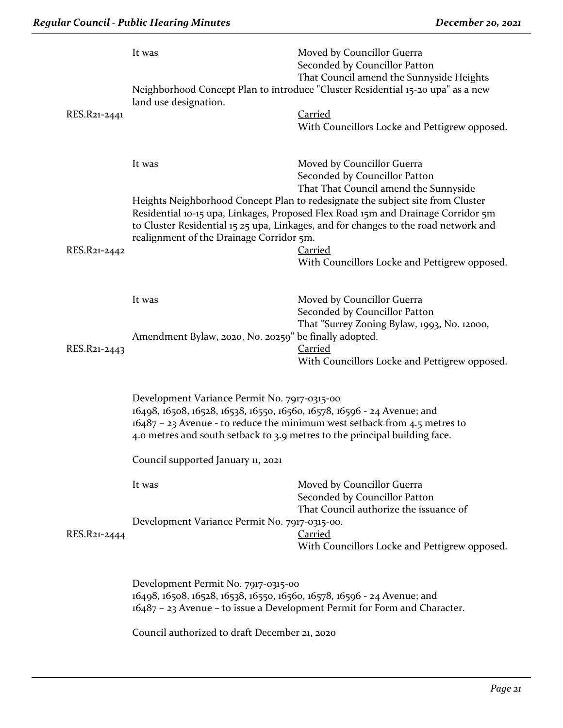It was Moved by Councillor Guerra
Seconded by Councillor Patton
That Council amend the Sunnyside Heights Neighborhood Concept Plan to introduce "Cluster Residential 15-20 upa" as a new land use designation.

RES.R21-2441 Carried
With Councillors Locke and Pettigrew opposed.

It was Moved by Councillor Guerra
Seconded by Councillor Patton
That That Council amend the Sunnyside Heights Neighborhood Concept Plan to redesignate the subject site from Cluster Residential 10-15 upa, Linkages, Proposed Flex Road 15m and Drainage Corridor 5m to Cluster Residential 15 25 upa, Linkages, and for changes to the road network and realignment of the Drainage Corridor 5m.

RES.R21-2442 Carried
With Councillors Locke and Pettigrew opposed.

It was Moved by Councillor Guerra
Seconded by Councillor Patton
That "Surrey Zoning Bylaw, 1993, No. 12000, Amendment Bylaw, 2020, No. 20259" be finally adopted.

RES.R21-2443 Carried
With Councillors Locke and Pettigrew opposed.

Development Variance Permit No. 7917-0315-00
16498, 16508, 16528, 16538, 16550, 16560, 16578, 16596 - 24 Avenue; and
16487 – 23 Avenue - to reduce the minimum west setback from 4.5 metres to 4.0 metres and south setback to 3.9 metres to the principal building face.

Council supported January 11, 2021

It was Moved by Councillor Guerra
Seconded by Councillor Patton
That Council authorize the issuance of Development Variance Permit No. 7917-0315-00.

RES.R21-2444 Carried
With Councillors Locke and Pettigrew opposed.

Development Permit No. 7917-0315-00
16498, 16508, 16528, 16538, 16550, 16560, 16578, 16596 - 24 Avenue; and
16487 – 23 Avenue – to issue a Development Permit for Form and Character.

Council authorized to draft December 21, 2020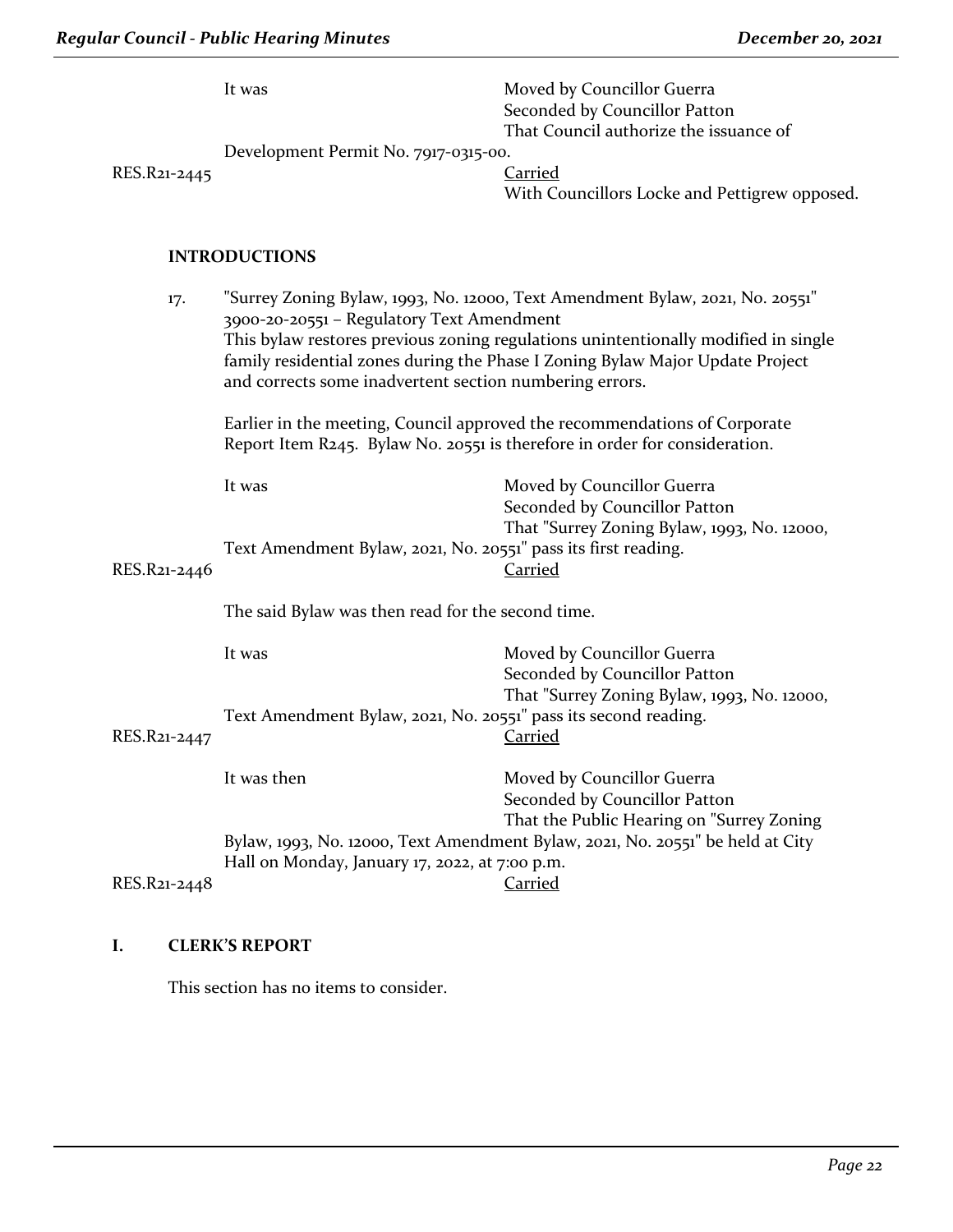It was Moved by Councillor Guerra
Seconded by Councillor Patton
That Council authorize the issuance of Development Permit No. 7917-0315-00.

RES.R21-2445 Carried
With Councillors Locke and Pettigrew opposed.

## INTRODUCTIONS

17. "Surrey Zoning Bylaw, 1993, No. 12000, Text Amendment Bylaw, 2021, No. 20551"
3900-20-20551 – Regulatory Text Amendment
This bylaw restores previous zoning regulations unintentionally modified in single family residential zones during the Phase I Zoning Bylaw Major Update Project and corrects some inadvertent section numbering errors.

Earlier in the meeting, Council approved the recommendations of Corporate Report Item R245. Bylaw No. 20551 is therefore in order for consideration.

It was Moved by Councillor Guerra
Seconded by Councillor Patton
That "Surrey Zoning Bylaw, 1993, No. 12000, Text Amendment Bylaw, 2021, No. 20551" pass its first reading.

RES.R21-2446 Carried

The said Bylaw was then read for the second time.

It was Moved by Councillor Guerra
Seconded by Councillor Patton
That "Surrey Zoning Bylaw, 1993, No. 12000, Text Amendment Bylaw, 2021, No. 20551" pass its second reading.

RES.R21-2447 Carried

It was then Moved by Councillor Guerra
Seconded by Councillor Patton
That the Public Hearing on "Surrey Zoning Bylaw, 1993, No. 12000, Text Amendment Bylaw, 2021, No. 20551" be held at City Hall on Monday, January 17, 2022, at 7:00 p.m.

RES.R21-2448 Carried

## I. CLERK'S REPORT

This section has no items to consider.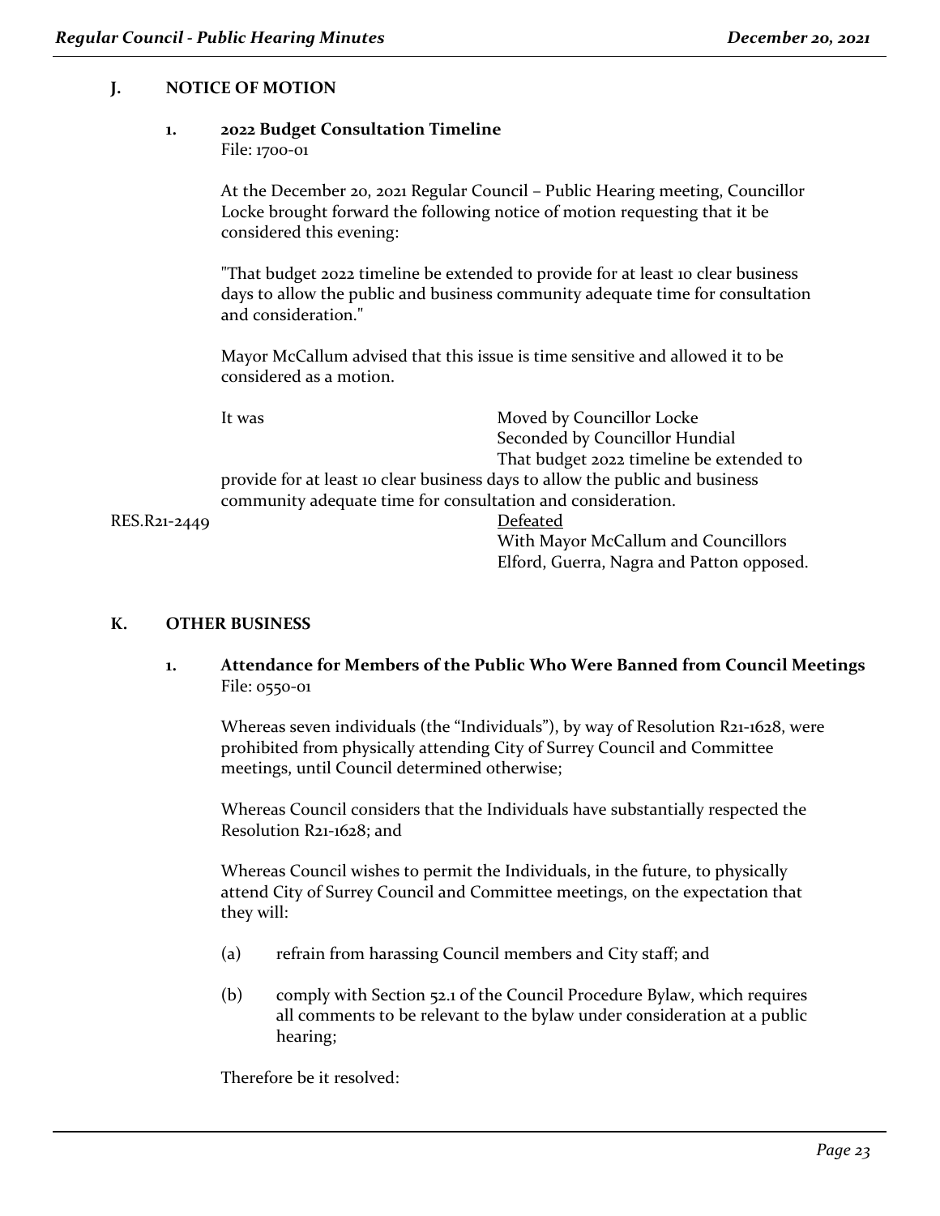## J. NOTICE OF MOTION

### 1. 2022 Budget Consultation Timeline

File: 1700-01

At the December 20, 2021 Regular Council – Public Hearing meeting, Councillor Locke brought forward the following notice of motion requesting that it be considered this evening:

"That budget 2022 timeline be extended to provide for at least 10 clear business days to allow the public and business community adequate time for consultation and consideration."

Mayor McCallum advised that this issue is time sensitive and allowed it to be considered as a motion.

It was Moved by Councillor Locke
Seconded by Councillor Hundial
That budget 2022 timeline be extended to provide for at least 10 clear business days to allow the public and business community adequate time for consultation and consideration.

RES.R21-2449 Defeated
With Mayor McCallum and Councillors Elford, Guerra, Nagra and Patton opposed.

## K. OTHER BUSINESS

### 1. Attendance for Members of the Public Who Were Banned from Council Meetings

File: 0550-01

Whereas seven individuals (the "Individuals"), by way of Resolution R21-1628, were prohibited from physically attending City of Surrey Council and Committee meetings, until Council determined otherwise;

Whereas Council considers that the Individuals have substantially respected the Resolution R21-1628; and

Whereas Council wishes to permit the Individuals, in the future, to physically attend City of Surrey Council and Committee meetings, on the expectation that they will:

(a) refrain from harassing Council members and City staff; and

(b) comply with Section 52.1 of the Council Procedure Bylaw, which requires all comments to be relevant to the bylaw under consideration at a public hearing;

Therefore be it resolved: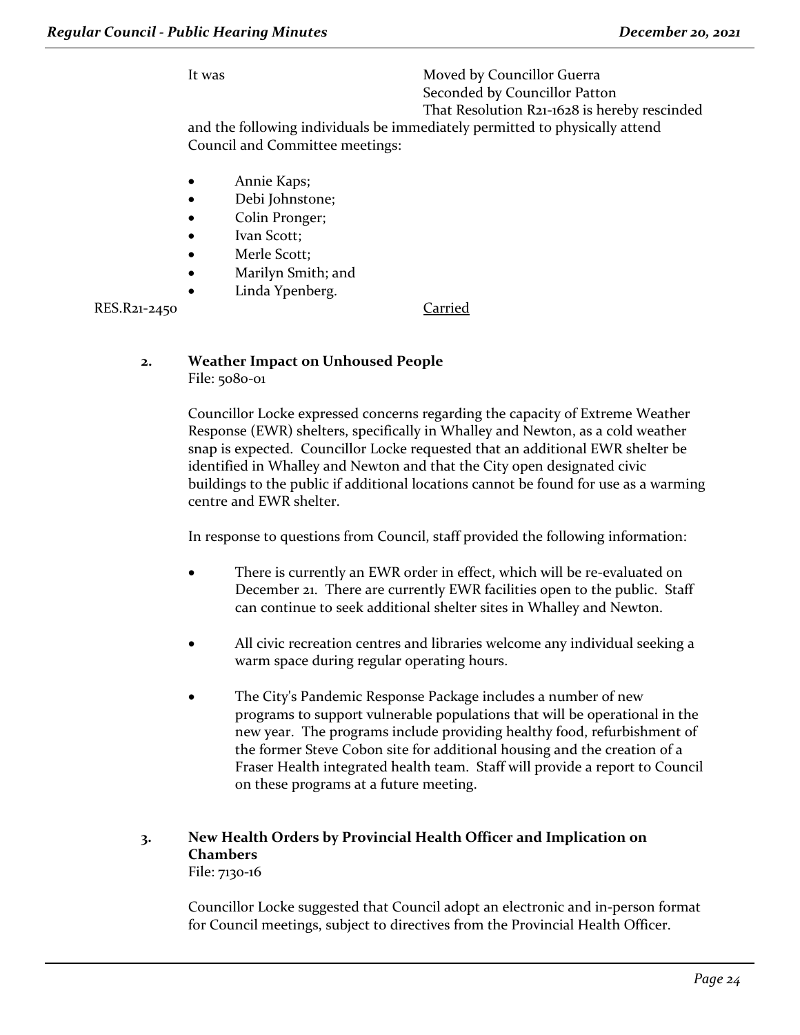It was Moved by Councillor Guerra
Seconded by Councillor Patton
That Resolution R21-1628 is hereby rescinded and the following individuals be immediately permitted to physically attend Council and Committee meetings:

- Annie Kaps;
- Debi Johnstone;
- Colin Pronger;
- Ivan Scott;
- Merle Scott;
- Marilyn Smith; and
- Linda Ypenberg.

RES.R21-2450 Carried

**2. Weather Impact on Unhoused People**
File: 5080-01

Councillor Locke expressed concerns regarding the capacity of Extreme Weather Response (EWR) shelters, specifically in Whalley and Newton, as a cold weather snap is expected. Councillor Locke requested that an additional EWR shelter be identified in Whalley and Newton and that the City open designated civic buildings to the public if additional locations cannot be found for use as a warming centre and EWR shelter.

In response to questions from Council, staff provided the following information:

- There is currently an EWR order in effect, which will be re-evaluated on December 21. There are currently EWR facilities open to the public. Staff can continue to seek additional shelter sites in Whalley and Newton.
- All civic recreation centres and libraries welcome any individual seeking a warm space during regular operating hours.
- The City's Pandemic Response Package includes a number of new programs to support vulnerable populations that will be operational in the new year. The programs include providing healthy food, refurbishment of the former Steve Cobon site for additional housing and the creation of a Fraser Health integrated health team. Staff will provide a report to Council on these programs at a future meeting.

**3. New Health Orders by Provincial Health Officer and Implication on Chambers**
File: 7130-16

Councillor Locke suggested that Council adopt an electronic and in-person format for Council meetings, subject to directives from the Provincial Health Officer.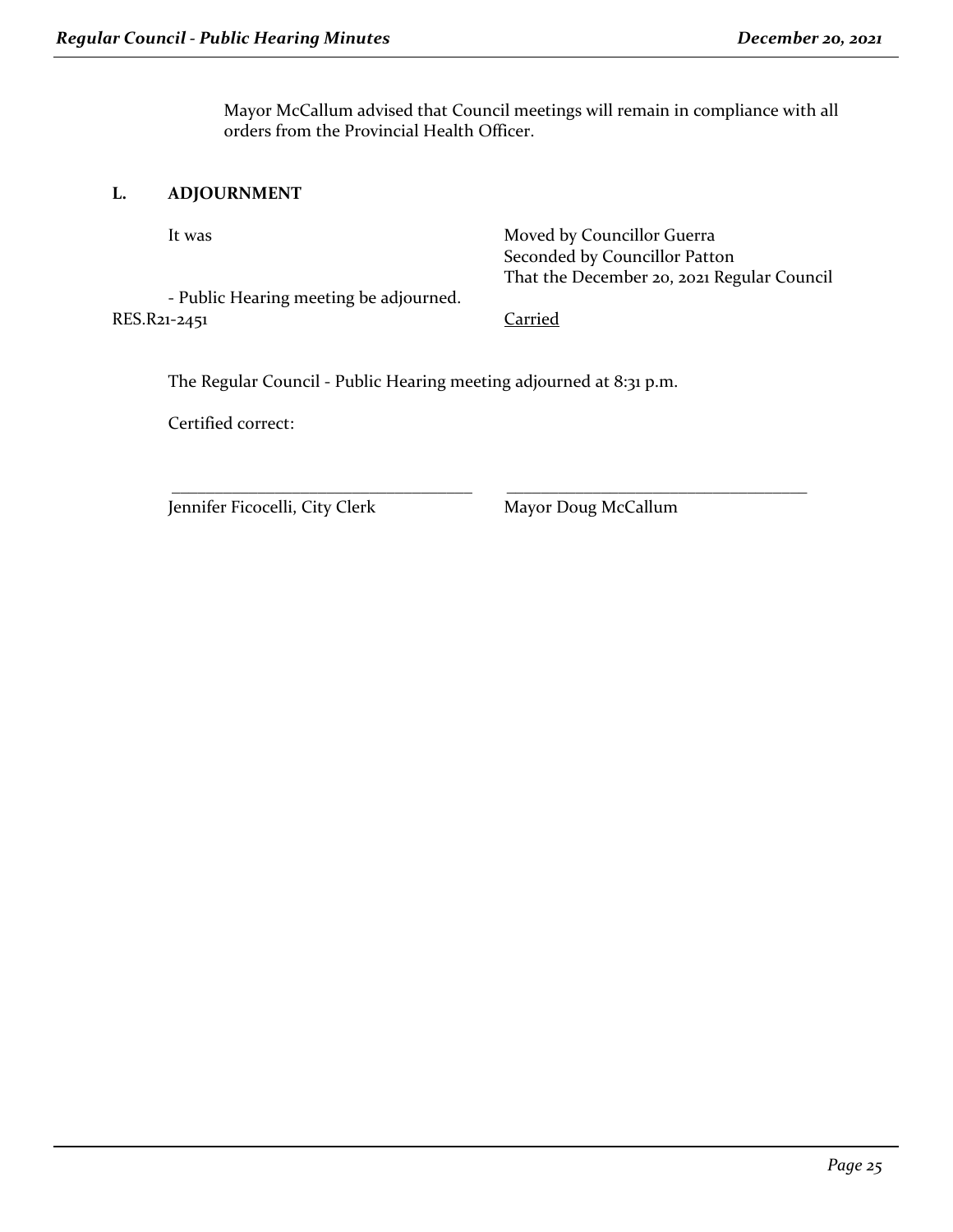Mayor McCallum advised that Council meetings will remain in compliance with all orders from the Provincial Health Officer.

## L. ADJOURNMENT

It was

Moved by Councillor Guerra
Seconded by Councillor Patton
That the December 20, 2021 Regular Council - Public Hearing meeting be adjourned.

RES.R21-2451 Carried

The Regular Council - Public Hearing meeting adjourned at 8:31 p.m.

Certified correct:

\_\_\_\_\_\_\_\_\_\_\_\_\_\_\_\_\_\_\_\_\_\_\_\_\_\_\_\_\_\_\_\_\_\_\_\_
Jennifer Ficocelli, City Clerk

\_\_\_\_\_\_\_\_\_\_\_\_\_\_\_\_\_\_\_\_\_\_\_\_\_\_\_\_\_\_\_\_\_\_\_\_
Mayor Doug McCallum